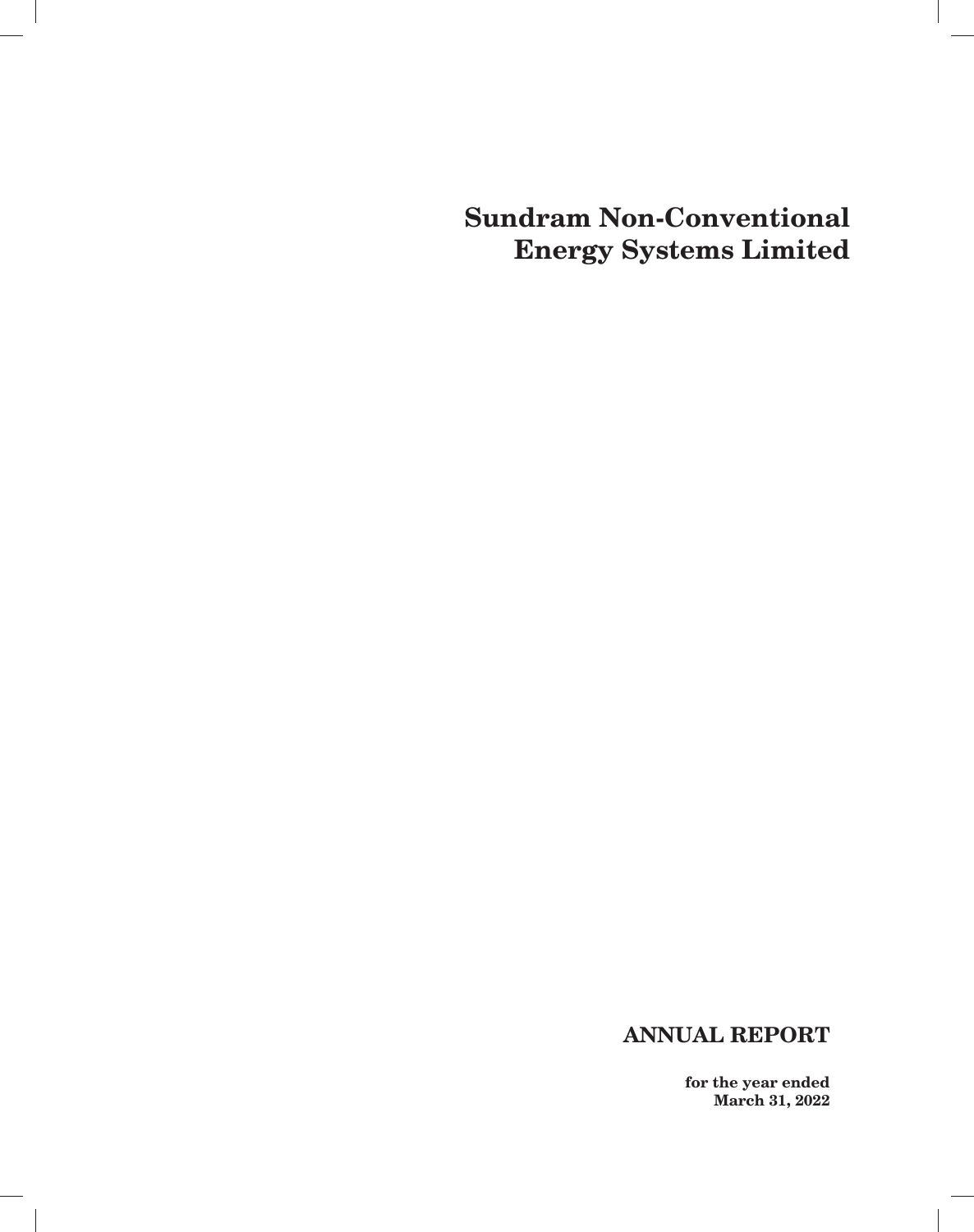# Sundram Non-Conventional Energy Systems Limited

## ANNUAL REPORT

**for the year ended March 31, 2022**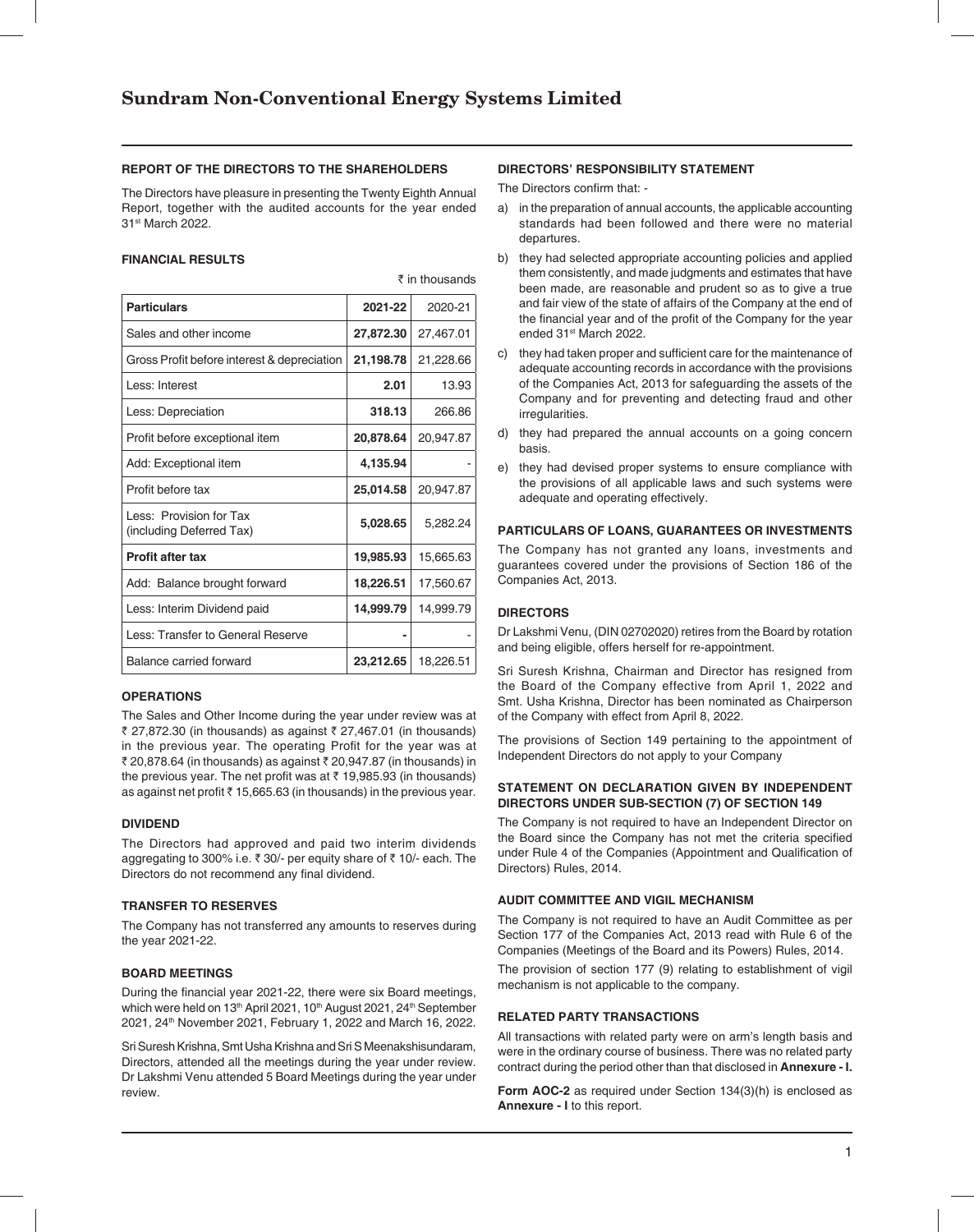# Sundram Non-Conventional Energy Systems Limited

## REPORT OF THE DIRECTORS TO THE SHAREHOLDERS

The Directors have pleasure in presenting the Twenty Eighth Annual Report, together with the audited accounts for the year ended 31st March 2022.

### FINANCIAL RESULTS

₹ in thousands

| Particulars | 2021-22 | 2020-21 |
|---|---|---|
| Sales and other income | **27,872.30** | 27,467.01 |
| Gross Profit before interest & depreciation | **21,198.78** | 21,228.66 |
| Less: Interest | **2.01** | 13.93 |
| Less: Depreciation | **318.13** | 266.86 |
| Profit before exceptional item | **20,878.64** | 20,947.87 |
| Add: Exceptional item | **4,135.94** | - |
| Profit before tax | **25,014.58** | 20,947.87 |
| Less: Provision for Tax (including Deferred Tax) | **5,028.65** | 5,282.24 |
| **Profit after tax** | **19,985.93** | 15,665.63 |
| Add: Balance brought forward | **18,226.51** | 17,560.67 |
| Less: Interim Dividend paid | **14,999.79** | 14,999.79 |
| Less: Transfer to General Reserve | **-** | - |
| Balance carried forward | **23,212.65** | 18,226.51 |

### OPERATIONS

The Sales and Other Income during the year under review was at ₹ 27,872.30 (in thousands) as against ₹ 27,467.01 (in thousands) in the previous year. The operating Profit for the year was at ₹ 20,878.64 (in thousands) as against ₹ 20,947.87 (in thousands) in the previous year. The net profit was at ₹ 19,985.93 (in thousands) as against net profit ₹ 15,665.63 (in thousands) in the previous year.

### DIVIDEND

The Directors had approved and paid two interim dividends aggregating to 300% i.e. ₹ 30/- per equity share of ₹ 10/- each. The Directors do not recommend any final dividend.

### TRANSFER TO RESERVES

The Company has not transferred any amounts to reserves during the year 2021-22.

### BOARD MEETINGS

During the financial year 2021-22, there were six Board meetings, which were held on 13th April 2021, 10th August 2021, 24th September 2021, 24th November 2021, February 1, 2022 and March 16, 2022.

Sri Suresh Krishna, Smt Usha Krishna and Sri S Meenakshisundaram, Directors, attended all the meetings during the year under review. Dr Lakshmi Venu attended 5 Board Meetings during the year under review.

### DIRECTORS' RESPONSIBILITY STATEMENT

The Directors confirm that: -

a) in the preparation of annual accounts, the applicable accounting standards had been followed and there were no material departures.

b) they had selected appropriate accounting policies and applied them consistently, and made judgments and estimates that have been made, are reasonable and prudent so as to give a true and fair view of the state of affairs of the Company at the end of the financial year and of the profit of the Company for the year ended 31st March 2022.

c) they had taken proper and sufficient care for the maintenance of adequate accounting records in accordance with the provisions of the Companies Act, 2013 for safeguarding the assets of the Company and for preventing and detecting fraud and other irregularities.

d) they had prepared the annual accounts on a going concern basis.

e) they had devised proper systems to ensure compliance with the provisions of all applicable laws and such systems were adequate and operating effectively.

### PARTICULARS OF LOANS, GUARANTEES OR INVESTMENTS

The Company has not granted any loans, investments and guarantees covered under the provisions of Section 186 of the Companies Act, 2013.

### DIRECTORS

Dr Lakshmi Venu, (DIN 02702020) retires from the Board by rotation and being eligible, offers herself for re-appointment.

Sri Suresh Krishna, Chairman and Director has resigned from the Board of the Company effective from April 1, 2022 and Smt. Usha Krishna, Director has been nominated as Chairperson of the Company with effect from April 8, 2022.

The provisions of Section 149 pertaining to the appointment of Independent Directors do not apply to your Company

### STATEMENT ON DECLARATION GIVEN BY INDEPENDENT DIRECTORS UNDER SUB-SECTION (7) OF SECTION 149

The Company is not required to have an Independent Director on the Board since the Company has not met the criteria specified under Rule 4 of the Companies (Appointment and Qualification of Directors) Rules, 2014.

### AUDIT COMMITTEE AND VIGIL MECHANISM

The Company is not required to have an Audit Committee as per Section 177 of the Companies Act, 2013 read with Rule 6 of the Companies (Meetings of the Board and its Powers) Rules, 2014.

The provision of section 177 (9) relating to establishment of vigil mechanism is not applicable to the company.

### RELATED PARTY TRANSACTIONS

All transactions with related party were on arm's length basis and were in the ordinary course of business. There was no related party contract during the period other than that disclosed in **Annexure - I.**

**Form AOC-2** as required under Section 134(3)(h) is enclosed as **Annexure - I** to this report.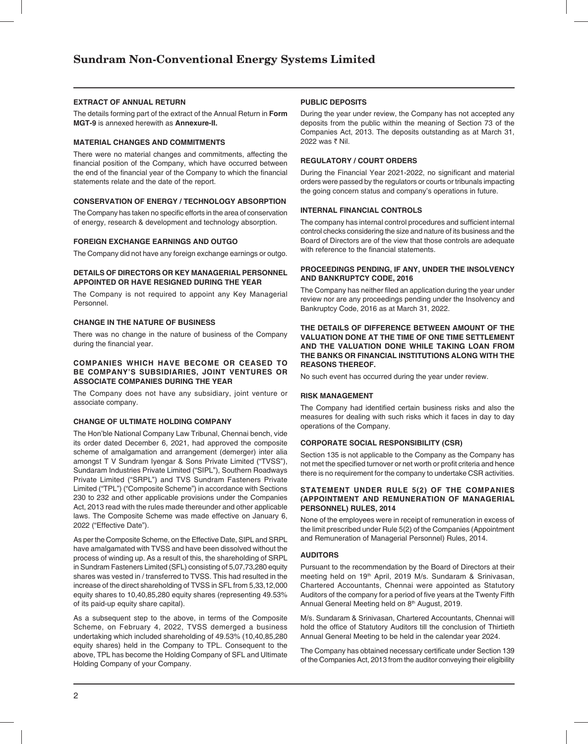### EXTRACT OF ANNUAL RETURN

The details forming part of the extract of the Annual Return in **Form MGT-9** is annexed herewith as **Annexure-II.**

### MATERIAL CHANGES AND COMMITMENTS

There were no material changes and commitments, affecting the financial position of the Company, which have occurred between the end of the financial year of the Company to which the financial statements relate and the date of the report.

### CONSERVATION OF ENERGY / TECHNOLOGY ABSORPTION

The Company has taken no specific efforts in the area of conservation of energy, research & development and technology absorption.

### FOREIGN EXCHANGE EARNINGS AND OUTGO

The Company did not have any foreign exchange earnings or outgo.

### DETAILS OF DIRECTORS OR KEY MANAGERIAL PERSONNEL APPOINTED OR HAVE RESIGNED DURING THE YEAR

The Company is not required to appoint any Key Managerial Personnel.

### CHANGE IN THE NATURE OF BUSINESS

There was no change in the nature of business of the Company during the financial year.

### COMPANIES WHICH HAVE BECOME OR CEASED TO BE COMPANY'S SUBSIDIARIES, JOINT VENTURES OR ASSOCIATE COMPANIES DURING THE YEAR

The Company does not have any subsidiary, joint venture or associate company.

### CHANGE OF ULTIMATE HOLDING COMPANY

The Hon'ble National Company Law Tribunal, Chennai bench, vide its order dated December 6, 2021, had approved the composite scheme of amalgamation and arrangement (demerger) inter alia amongst T V Sundram Iyengar & Sons Private Limited ("TVSS"), Sundaram Industries Private Limited ("SIPL"), Southern Roadways Private Limited ("SRPL") and TVS Sundram Fasteners Private Limited ("TPL") ("Composite Scheme") in accordance with Sections 230 to 232 and other applicable provisions under the Companies Act, 2013 read with the rules made thereunder and other applicable laws. The Composite Scheme was made effective on January 6, 2022 ("Effective Date").

As per the Composite Scheme, on the Effective Date, SIPL and SRPL have amalgamated with TVSS and have been dissolved without the process of winding up. As a result of this, the shareholding of SRPL in Sundram Fasteners Limited (SFL) consisting of 5,07,73,280 equity shares was vested in / transferred to TVSS. This had resulted in the increase of the direct shareholding of TVSS in SFL from 5,33,12,000 equity shares to 10,40,85,280 equity shares (representing 49.53% of its paid-up equity share capital).

As a subsequent step to the above, in terms of the Composite Scheme, on February 4, 2022, TVSS demerged a business undertaking which included shareholding of 49.53% (10,40,85,280 equity shares) held in the Company to TPL. Consequent to the above, TPL has become the Holding Company of SFL and Ultimate Holding Company of your Company.

### PUBLIC DEPOSITS

During the year under review, the Company has not accepted any deposits from the public within the meaning of Section 73 of the Companies Act, 2013. The deposits outstanding as at March 31, 2022 was ₹ Nil.

### REGULATORY / COURT ORDERS

During the Financial Year 2021-2022, no significant and material orders were passed by the regulators or courts or tribunals impacting the going concern status and company's operations in future.

### INTERNAL FINANCIAL CONTROLS

The company has internal control procedures and sufficient internal control checks considering the size and nature of its business and the Board of Directors are of the view that those controls are adequate with reference to the financial statements.

### PROCEEDINGS PENDING, IF ANY, UNDER THE INSOLVENCY AND BANKRUPTCY CODE, 2016

The Company has neither filed an application during the year under review nor are any proceedings pending under the Insolvency and Bankruptcy Code, 2016 as at March 31, 2022.

### THE DETAILS OF DIFFERENCE BETWEEN AMOUNT OF THE VALUATION DONE AT THE TIME OF ONE TIME SETTLEMENT AND THE VALUATION DONE WHILE TAKING LOAN FROM THE BANKS OR FINANCIAL INSTITUTIONS ALONG WITH THE REASONS THEREOF.

No such event has occurred during the year under review.

### RISK MANAGEMENT

The Company had identified certain business risks and also the measures for dealing with such risks which it faces in day to day operations of the Company.

### CORPORATE SOCIAL RESPONSIBILITY (CSR)

Section 135 is not applicable to the Company as the Company has not met the specified turnover or net worth or profit criteria and hence there is no requirement for the company to undertake CSR activities.

### STATEMENT UNDER RULE 5(2) OF THE COMPANIES (APPOINTMENT AND REMUNERATION OF MANAGERIAL PERSONNEL) RULES, 2014

None of the employees were in receipt of remuneration in excess of the limit prescribed under Rule 5(2) of the Companies (Appointment and Remuneration of Managerial Personnel) Rules, 2014.

### AUDITORS

Pursuant to the recommendation by the Board of Directors at their meeting held on 19th April, 2019 M/s. Sundaram & Srinivasan, Chartered Accountants, Chennai were appointed as Statutory Auditors of the company for a period of five years at the Twenty Fifth Annual General Meeting held on 8th August, 2019.

M/s. Sundaram & Srinivasan, Chartered Accountants, Chennai will hold the office of Statutory Auditors till the conclusion of Thirtieth Annual General Meeting to be held in the calendar year 2024.

The Company has obtained necessary certificate under Section 139 of the Companies Act, 2013 from the auditor conveying their eligibility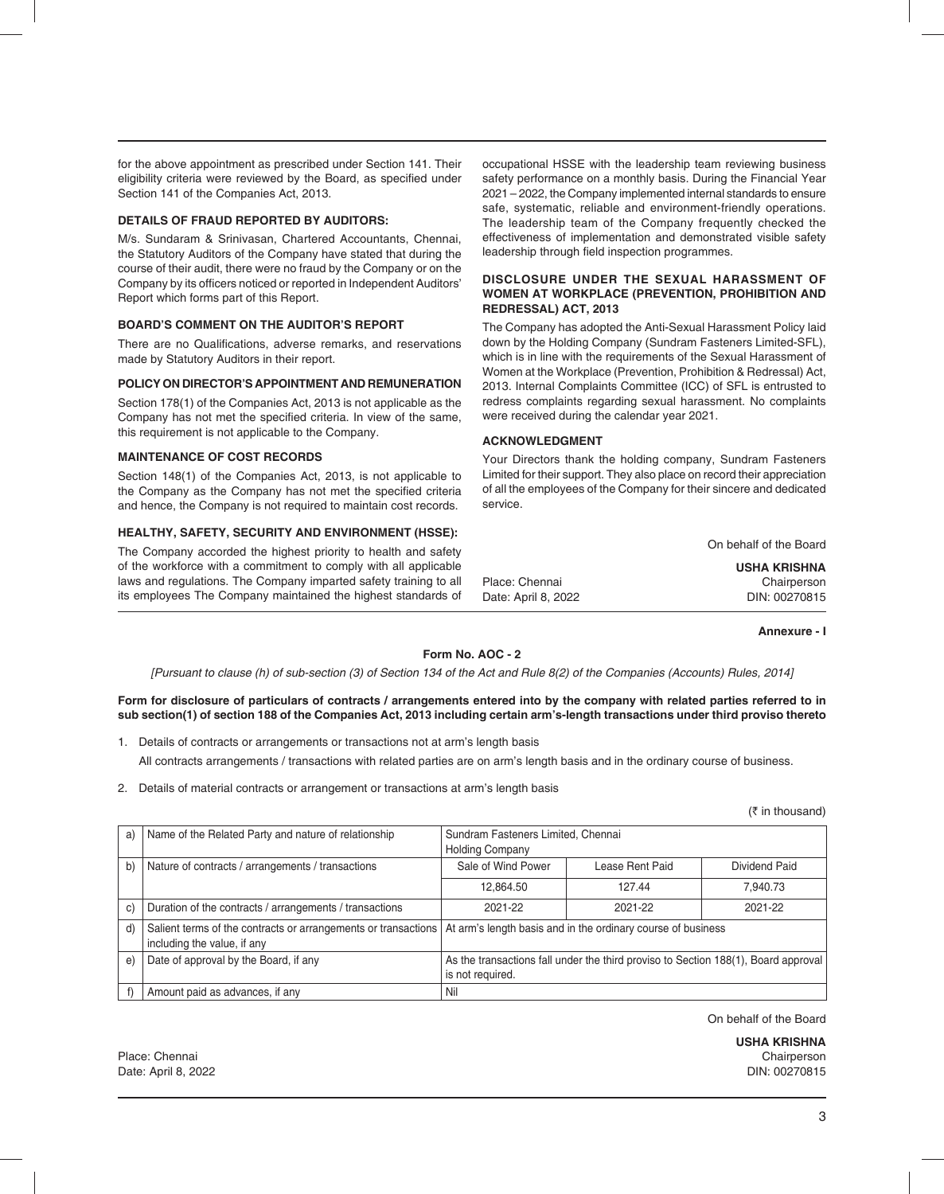for the above appointment as prescribed under Section 141. Their eligibility criteria were reviewed by the Board, as specified under Section 141 of the Companies Act, 2013.

### DETAILS OF FRAUD REPORTED BY AUDITORS:

M/s. Sundaram & Srinivasan, Chartered Accountants, Chennai, the Statutory Auditors of the Company have stated that during the course of their audit, there were no fraud by the Company or on the Company by its officers noticed or reported in Independent Auditors' Report which forms part of this Report.

### BOARD'S COMMENT ON THE AUDITOR'S REPORT

There are no Qualifications, adverse remarks, and reservations made by Statutory Auditors in their report.

### POLICY ON DIRECTOR'S APPOINTMENT AND REMUNERATION

Section 178(1) of the Companies Act, 2013 is not applicable as the Company has not met the specified criteria. In view of the same, this requirement is not applicable to the Company.

### MAINTENANCE OF COST RECORDS

Section 148(1) of the Companies Act, 2013, is not applicable to the Company as the Company has not met the specified criteria and hence, the Company is not required to maintain cost records.

### HEALTHY, SAFETY, SECURITY AND ENVIRONMENT (HSSE):

The Company accorded the highest priority to health and safety of the workforce with a commitment to comply with all applicable laws and regulations. The Company imparted safety training to all its employees The Company maintained the highest standards of occupational HSSE with the leadership team reviewing business safety performance on a monthly basis. During the Financial Year 2021 – 2022, the Company implemented internal standards to ensure safe, systematic, reliable and environment-friendly operations. The leadership team of the Company frequently checked the effectiveness of implementation and demonstrated visible safety leadership through field inspection programmes.

### DISCLOSURE UNDER THE SEXUAL HARASSMENT OF WOMEN AT WORKPLACE (PREVENTION, PROHIBITION AND REDRESSAL) ACT, 2013

The Company has adopted the Anti-Sexual Harassment Policy laid down by the Holding Company (Sundram Fasteners Limited-SFL), which is in line with the requirements of the Sexual Harassment of Women at the Workplace (Prevention, Prohibition & Redressal) Act, 2013. Internal Complaints Committee (ICC) of SFL is entrusted to redress complaints regarding sexual harassment. No complaints were received during the calendar year 2021.

### ACKNOWLEDGMENT

Your Directors thank the holding company, Sundram Fasteners Limited for their support. They also place on record their appreciation of all the employees of the Company for their sincere and dedicated service.

On behalf of the Board

Place: Chennai
Date: April 8, 2022

**USHA KRISHNA**
Chairperson
DIN: 00270815

**Annexure - I**

## Form No. AOC - 2

*[Pursuant to clause (h) of sub-section (3) of Section 134 of the Act and Rule 8(2) of the Companies (Accounts) Rules, 2014]*

**Form for disclosure of particulars of contracts / arrangements entered into by the company with related parties referred to in sub section(1) of section 188 of the Companies Act, 2013 including certain arm's-length transactions under third proviso thereto**

1. Details of contracts or arrangements or transactions not at arm's length basis

   All contracts arrangements / transactions with related parties are on arm's length basis and in the ordinary course of business.

2. Details of material contracts or arrangement or transactions at arm's length basis

(₹ in thousand)

| | | | | |
|---|---|---|---|---|
| a) | Name of the Related Party and nature of relationship | Sundram Fasteners Limited, Chennai Holding Company | | |
| b) | Nature of contracts / arrangements / transactions | Sale of Wind Power | Lease Rent Paid | Dividend Paid |
| | | 12,864.50 | 127.44 | 7,940.73 |
| c) | Duration of the contracts / arrangements / transactions | 2021-22 | 2021-22 | 2021-22 |
| d) | Salient terms of the contracts or arrangements or transactions including the value, if any | At arm's length basis and in the ordinary course of business | | |
| e) | Date of approval by the Board, if any | As the transactions fall under the third proviso to Section 188(1), Board approval is not required. | | |
| f) | Amount paid as advances, if any | Nil | | |

On behalf of the Board

Place: Chennai
Date: April 8, 2022

**USHA KRISHNA**
Chairperson
DIN: 00270815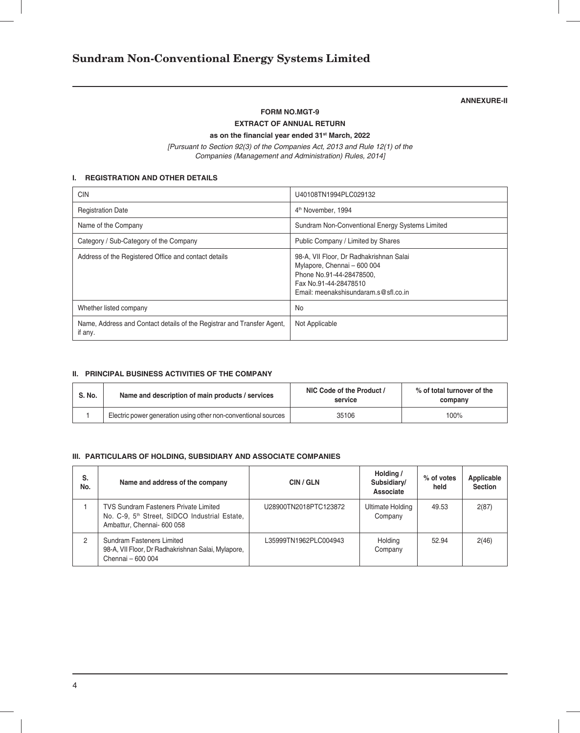**ANNEXURE-II**

**FORM NO.MGT-9**

**EXTRACT OF ANNUAL RETURN**

**as on the financial year ended 31st March, 2022**

*[Pursuant to Section 92(3) of the Companies Act, 2013 and Rule 12(1) of the Companies (Management and Administration) Rules, 2014]*

## I. REGISTRATION AND OTHER DETAILS

| | |
|---|---|
| CIN | U40108TN1994PLC029132 |
| Registration Date | 4th November, 1994 |
| Name of the Company | Sundram Non-Conventional Energy Systems Limited |
| Category / Sub-Category of the Company | Public Company / Limited by Shares |
| Address of the Registered Office and contact details | 98-A, VII Floor, Dr Radhakrishnan Salai<br>Mylapore, Chennai – 600 004<br>Phone No.91-44-28478500,<br>Fax No.91-44-28478510<br>Email: meenakshisundaram.s@sfl.co.in |
| Whether listed company | No |
| Name, Address and Contact details of the Registrar and Transfer Agent, if any. | Not Applicable |

## II. PRINCIPAL BUSINESS ACTIVITIES OF THE COMPANY

| S. No. | Name and description of main products / services | NIC Code of the Product / service | % of total turnover of the company |
|---|---|---|---|
| 1 | Electric power generation using other non-conventional sources | 35106 | 100% |

## III. PARTICULARS OF HOLDING, SUBSIDIARY AND ASSOCIATE COMPANIES

| S. No. | Name and address of the company | CIN / GLN | Holding / Subsidiary/ Associate | % of votes held | Applicable Section |
|---|---|---|---|---|---|
| 1 | TVS Sundram Fasteners Private Limited<br>No. C-9, 5th Street, SIDCO Industrial Estate, Ambattur, Chennai- 600 058 | U28900TN2018PTC123872 | Ultimate Holding Company | 49.53 | 2(87) |
| 2 | Sundram Fasteners Limited<br>98-A, VII Floor, Dr Radhakrishnan Salai, Mylapore, Chennai – 600 004 | L35999TN1962PLC004943 | Holding Company | 52.94 | 2(46) |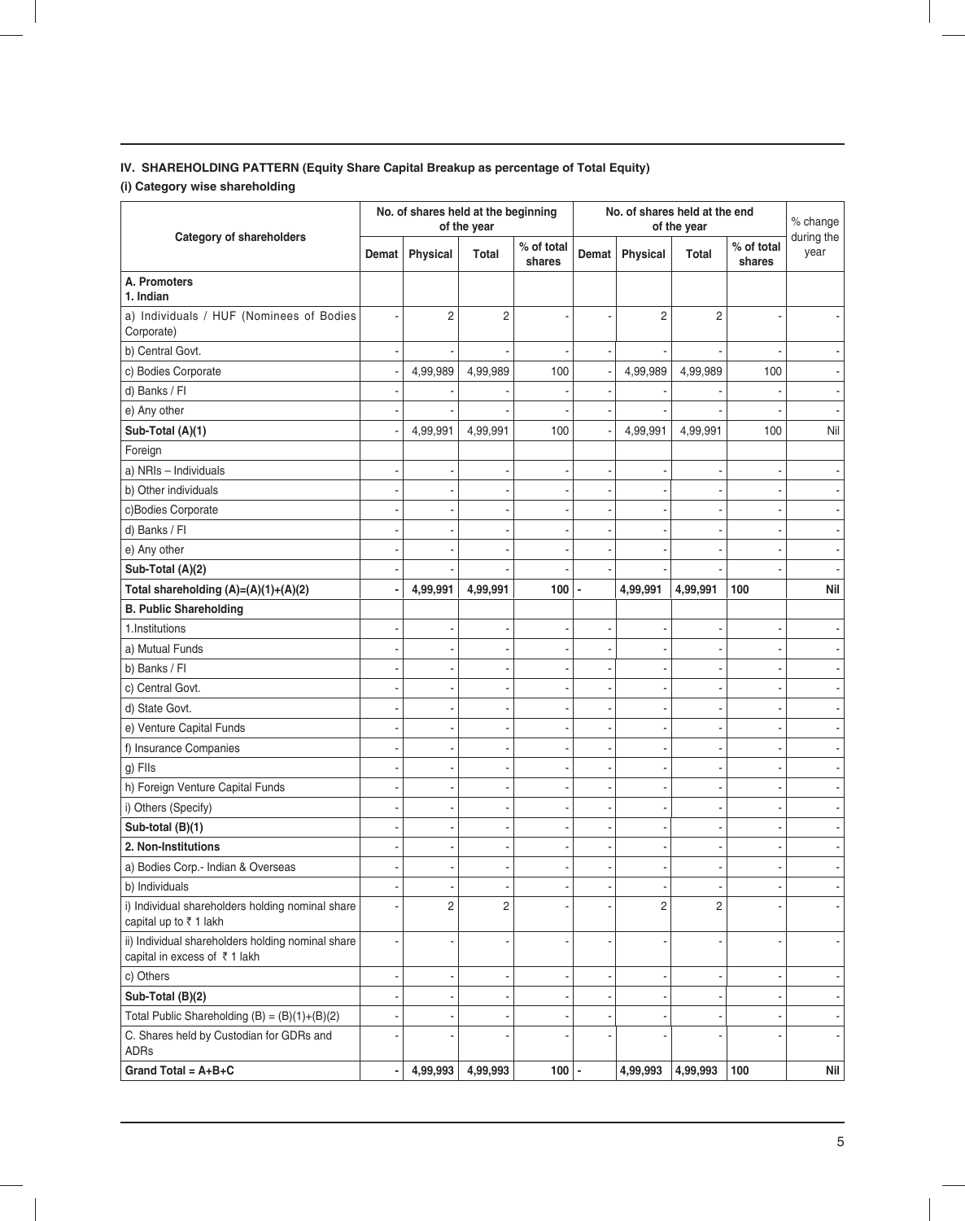**IV. SHAREHOLDING PATTERN (Equity Share Capital Breakup as percentage of Total Equity)**

**(i) Category wise shareholding**

| Category of shareholders | No. of shares held at the beginning of the year | | | | No. of shares held at the end of the year | | | | % change during the year |
|---|---|---|---|---|---|---|---|---|---|
| | Demat | Physical | Total | % of total shares | Demat | Physical | Total | % of total shares | |
| **A. Promoters** **1. Indian** | | | | | | | | | |
| a) Individuals / HUF (Nominees of Bodies Corporate) | - | 2 | 2 | - | - | 2 | 2 | - | - |
| b) Central Govt. | - | - | - | - | - | - | - | - | - |
| c) Bodies Corporate | - | 4,99,989 | 4,99,989 | 100 | - | 4,99,989 | 4,99,989 | 100 | - |
| d) Banks / FI | - | - | - | - | - | - | - | - | - |
| e) Any other | - | - | - | - | - | - | - | - | - |
| **Sub-Total (A)(1)** | - | 4,99,991 | 4,99,991 | 100 | - | 4,99,991 | 4,99,991 | 100 | Nil |
| Foreign | | | | | | | | | |
| a) NRIs – Individuals | - | - | - | - | - | - | - | - | - |
| b) Other individuals | - | - | - | - | - | - | - | - | - |
| c)Bodies Corporate | - | - | - | - | - | - | - | - | - |
| d) Banks / FI | - | - | - | - | - | - | - | - | - |
| e) Any other | - | - | - | - | - | - | - | - | - |
| **Sub-Total (A)(2)** | - | - | - | - | - | - | - | - | - |
| **Total shareholding (A)=(A)(1)+(A)(2)** | **-** | **4,99,991** | **4,99,991** | **100** | **-** | **4,99,991** | **4,99,991** | **100** | **Nil** |
| **B. Public Shareholding** | | | | | | | | | |
| 1.Institutions | - | - | - | - | - | - | - | - | - |
| a) Mutual Funds | - | - | - | - | - | - | - | - | - |
| b) Banks / FI | - | - | - | - | - | - | - | - | - |
| c) Central Govt. | - | - | - | - | - | - | - | - | - |
| d) State Govt. | - | - | - | - | - | - | - | - | - |
| e) Venture Capital Funds | - | - | - | - | - | - | - | - | - |
| f) Insurance Companies | - | - | - | - | - | - | - | - | - |
| g) FIIs | - | - | - | - | - | - | - | - | - |
| h) Foreign Venture Capital Funds | - | - | - | - | - | - | - | - | - |
| i) Others (Specify) | - | - | - | - | - | - | - | - | - |
| **Sub-total (B)(1)** | - | - | - | - | - | - | - | - | - |
| **2. Non-Institutions** | - | - | - | - | - | - | - | - | - |
| a) Bodies Corp.- Indian & Overseas | - | - | - | - | - | - | - | - | - |
| b) Individuals | - | - | - | - | - | - | - | - | - |
| i) Individual shareholders holding nominal share capital up to ₹ 1 lakh | - | 2 | 2 | - | - | 2 | 2 | - | - |
| ii) Individual shareholders holding nominal share capital in excess of ₹ 1 lakh | - | - | - | - | - | - | - | - | - |
| c) Others | - | - | - | - | - | - | - | - | - |
| **Sub-Total (B)(2)** | - | - | - | - | - | - | - | - | - |
| Total Public Shareholding (B) = (B)(1)+(B)(2) | - | - | - | - | - | - | - | - | - |
| C. Shares held by Custodian for GDRs and ADRs | - | - | - | - | - | - | - | - | - |
| **Grand Total = A+B+C** | **-** | **4,99,993** | **4,99,993** | **100** | **-** | **4,99,993** | **4,99,993** | **100** | **Nil** |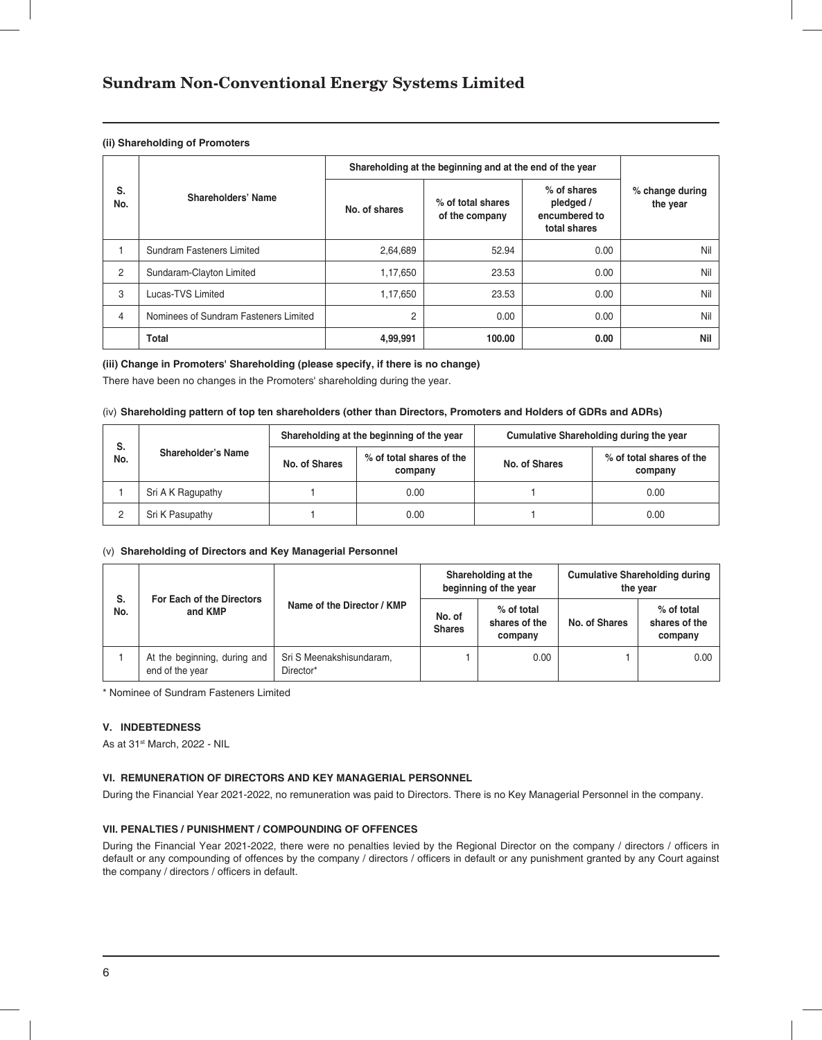**(ii) Shareholding of Promoters**

| S. No. | Shareholders' Name | Shareholding at the beginning and at the end of the year | | | % change during the year |
|---|---|---|---|---|---|
| | | No. of shares | % of total shares of the company | % of shares pledged / encumbered to total shares | |
| 1 | Sundram Fasteners Limited | 2,64,689 | 52.94 | 0.00 | Nil |
| 2 | Sundaram-Clayton Limited | 1,17,650 | 23.53 | 0.00 | Nil |
| 3 | Lucas-TVS Limited | 1,17,650 | 23.53 | 0.00 | Nil |
| 4 | Nominees of Sundram Fasteners Limited | 2 | 0.00 | 0.00 | Nil |
| | **Total** | **4,99,991** | **100.00** | **0.00** | **Nil** |

**(iii) Change in Promoters' Shareholding (please specify, if there is no change)**

There have been no changes in the Promoters' shareholding during the year.

(iv) **Shareholding pattern of top ten shareholders (other than Directors, Promoters and Holders of GDRs and ADRs)**

| S. No. | Shareholder's Name | Shareholding at the beginning of the year | | Cumulative Shareholding during the year | |
|---|---|---|---|---|---|
| | | No. of Shares | % of total shares of the company | No. of Shares | % of total shares of the company |
| 1 | Sri A K Ragupathy | 1 | 0.00 | 1 | 0.00 |
| 2 | Sri K Pasupathy | 1 | 0.00 | 1 | 0.00 |

(v) **Shareholding of Directors and Key Managerial Personnel**

| S. No. | For Each of the Directors and KMP | Name of the Director / KMP | Shareholding at the beginning of the year | | Cumulative Shareholding during the year | |
|---|---|---|---|---|---|---|
| | | | No. of Shares | % of total shares of the company | No. of Shares | % of total shares of the company |
| 1 | At the beginning, during and end of the year | Sri S Meenakshisundaram, Director* | 1 | 0.00 | 1 | 0.00 |

* Nominee of Sundram Fasteners Limited

**V. INDEBTEDNESS**

As at 31st March, 2022 - NIL

**VI. REMUNERATION OF DIRECTORS AND KEY MANAGERIAL PERSONNEL**

During the Financial Year 2021-2022, no remuneration was paid to Directors. There is no Key Managerial Personnel in the company.

**VII. PENALTIES / PUNISHMENT / COMPOUNDING OF OFFENCES**

During the Financial Year 2021-2022, there were no penalties levied by the Regional Director on the company / directors / officers in default or any compounding of offences by the company / directors / officers in default or any punishment granted by any Court against the company / directors / officers in default.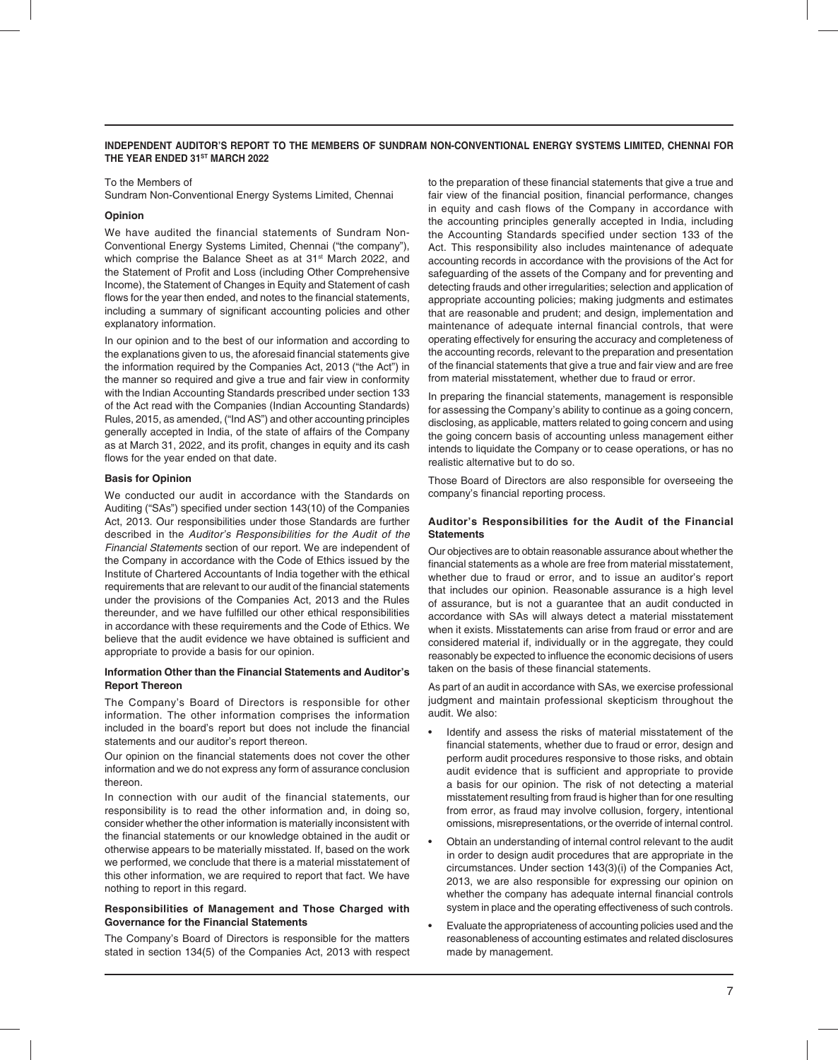**INDEPENDENT AUDITOR'S REPORT TO THE MEMBERS OF SUNDRAM NON-CONVENTIONAL ENERGY SYSTEMS LIMITED, CHENNAI FOR THE YEAR ENDED 31ST MARCH 2022**

To the Members of
Sundram Non-Conventional Energy Systems Limited, Chennai

**Opinion**

We have audited the financial statements of Sundram Non-Conventional Energy Systems Limited, Chennai ("the company"), which comprise the Balance Sheet as at 31st March 2022, and the Statement of Profit and Loss (including Other Comprehensive Income), the Statement of Changes in Equity and Statement of cash flows for the year then ended, and notes to the financial statements, including a summary of significant accounting policies and other explanatory information.

In our opinion and to the best of our information and according to the explanations given to us, the aforesaid financial statements give the information required by the Companies Act, 2013 ("the Act") in the manner so required and give a true and fair view in conformity with the Indian Accounting Standards prescribed under section 133 of the Act read with the Companies (Indian Accounting Standards) Rules, 2015, as amended, ("Ind AS") and other accounting principles generally accepted in India, of the state of affairs of the Company as at March 31, 2022, and its profit, changes in equity and its cash flows for the year ended on that date.

**Basis for Opinion**

We conducted our audit in accordance with the Standards on Auditing ("SAs") specified under section 143(10) of the Companies Act, 2013. Our responsibilities under those Standards are further described in the *Auditor's Responsibilities for the Audit of the Financial Statements* section of our report. We are independent of the Company in accordance with the Code of Ethics issued by the Institute of Chartered Accountants of India together with the ethical requirements that are relevant to our audit of the financial statements under the provisions of the Companies Act, 2013 and the Rules thereunder, and we have fulfilled our other ethical responsibilities in accordance with these requirements and the Code of Ethics. We believe that the audit evidence we have obtained is sufficient and appropriate to provide a basis for our opinion.

**Information Other than the Financial Statements and Auditor's Report Thereon**

The Company's Board of Directors is responsible for other information. The other information comprises the information included in the board's report but does not include the financial statements and our auditor's report thereon.

Our opinion on the financial statements does not cover the other information and we do not express any form of assurance conclusion thereon.

In connection with our audit of the financial statements, our responsibility is to read the other information and, in doing so, consider whether the other information is materially inconsistent with the financial statements or our knowledge obtained in the audit or otherwise appears to be materially misstated. If, based on the work we performed, we conclude that there is a material misstatement of this other information, we are required to report that fact. We have nothing to report in this regard.

**Responsibilities of Management and Those Charged with Governance for the Financial Statements**

The Company's Board of Directors is responsible for the matters stated in section 134(5) of the Companies Act, 2013 with respect to the preparation of these financial statements that give a true and fair view of the financial position, financial performance, changes in equity and cash flows of the Company in accordance with the accounting principles generally accepted in India, including the Accounting Standards specified under section 133 of the Act. This responsibility also includes maintenance of adequate accounting records in accordance with the provisions of the Act for safeguarding of the assets of the Company and for preventing and detecting frauds and other irregularities; selection and application of appropriate accounting policies; making judgments and estimates that are reasonable and prudent; and design, implementation and maintenance of adequate internal financial controls, that were operating effectively for ensuring the accuracy and completeness of the accounting records, relevant to the preparation and presentation of the financial statements that give a true and fair view and are free from material misstatement, whether due to fraud or error.

In preparing the financial statements, management is responsible for assessing the Company's ability to continue as a going concern, disclosing, as applicable, matters related to going concern and using the going concern basis of accounting unless management either intends to liquidate the Company or to cease operations, or has no realistic alternative but to do so.

Those Board of Directors are also responsible for overseeing the company's financial reporting process.

**Auditor's Responsibilities for the Audit of the Financial Statements**

Our objectives are to obtain reasonable assurance about whether the financial statements as a whole are free from material misstatement, whether due to fraud or error, and to issue an auditor's report that includes our opinion. Reasonable assurance is a high level of assurance, but is not a guarantee that an audit conducted in accordance with SAs will always detect a material misstatement when it exists. Misstatements can arise from fraud or error and are considered material if, individually or in the aggregate, they could reasonably be expected to influence the economic decisions of users taken on the basis of these financial statements.

As part of an audit in accordance with SAs, we exercise professional judgment and maintain professional skepticism throughout the audit. We also:

- Identify and assess the risks of material misstatement of the financial statements, whether due to fraud or error, design and perform audit procedures responsive to those risks, and obtain audit evidence that is sufficient and appropriate to provide a basis for our opinion. The risk of not detecting a material misstatement resulting from fraud is higher than for one resulting from error, as fraud may involve collusion, forgery, intentional omissions, misrepresentations, or the override of internal control.
- Obtain an understanding of internal control relevant to the audit in order to design audit procedures that are appropriate in the circumstances. Under section 143(3)(i) of the Companies Act, 2013, we are also responsible for expressing our opinion on whether the company has adequate internal financial controls system in place and the operating effectiveness of such controls.
- Evaluate the appropriateness of accounting policies used and the reasonableness of accounting estimates and related disclosures made by management.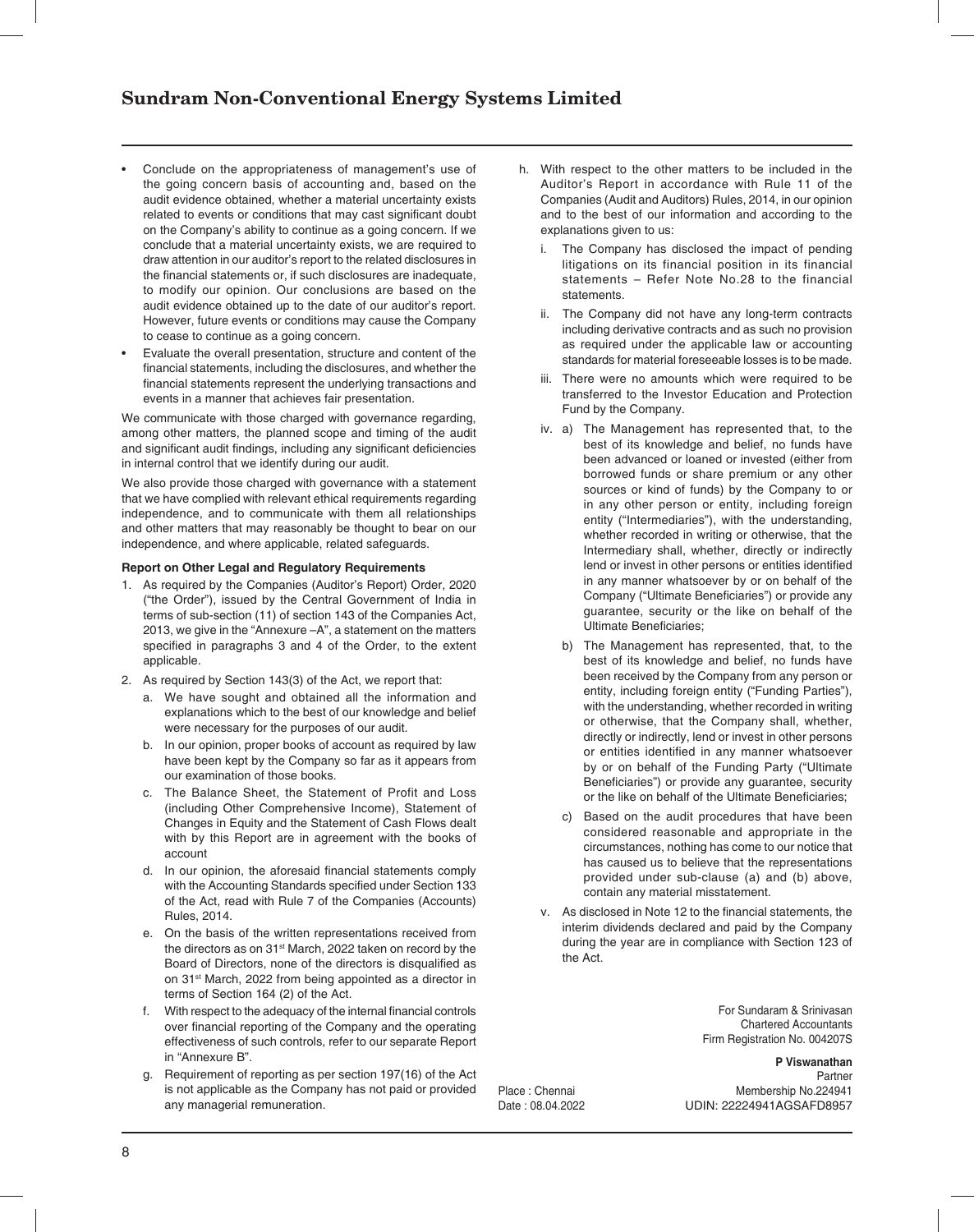- Conclude on the appropriateness of management's use of the going concern basis of accounting and, based on the audit evidence obtained, whether a material uncertainty exists related to events or conditions that may cast significant doubt on the Company's ability to continue as a going concern. If we conclude that a material uncertainty exists, we are required to draw attention in our auditor's report to the related disclosures in the financial statements or, if such disclosures are inadequate, to modify our opinion. Our conclusions are based on the audit evidence obtained up to the date of our auditor's report. However, future events or conditions may cause the Company to cease to continue as a going concern.
- Evaluate the overall presentation, structure and content of the financial statements, including the disclosures, and whether the financial statements represent the underlying transactions and events in a manner that achieves fair presentation.

We communicate with those charged with governance regarding, among other matters, the planned scope and timing of the audit and significant audit findings, including any significant deficiencies in internal control that we identify during our audit.

We also provide those charged with governance with a statement that we have complied with relevant ethical requirements regarding independence, and to communicate with them all relationships and other matters that may reasonably be thought to bear on our independence, and where applicable, related safeguards.

**Report on Other Legal and Regulatory Requirements**

1. As required by the Companies (Auditor's Report) Order, 2020 ("the Order"), issued by the Central Government of India in terms of sub-section (11) of section 143 of the Companies Act, 2013, we give in the "Annexure –A", a statement on the matters specified in paragraphs 3 and 4 of the Order, to the extent applicable.
2. As required by Section 143(3) of the Act, we report that:
   a. We have sought and obtained all the information and explanations which to the best of our knowledge and belief were necessary for the purposes of our audit.
   b. In our opinion, proper books of account as required by law have been kept by the Company so far as it appears from our examination of those books.
   c. The Balance Sheet, the Statement of Profit and Loss (including Other Comprehensive Income), Statement of Changes in Equity and the Statement of Cash Flows dealt with by this Report are in agreement with the books of account
   d. In our opinion, the aforesaid financial statements comply with the Accounting Standards specified under Section 133 of the Act, read with Rule 7 of the Companies (Accounts) Rules, 2014.
   e. On the basis of the written representations received from the directors as on 31st March, 2022 taken on record by the Board of Directors, none of the directors is disqualified as on 31st March, 2022 from being appointed as a director in terms of Section 164 (2) of the Act.
   f. With respect to the adequacy of the internal financial controls over financial reporting of the Company and the operating effectiveness of such controls, refer to our separate Report in "Annexure B".
   g. Requirement of reporting as per section 197(16) of the Act is not applicable as the Company has not paid or provided any managerial remuneration.
   h. With respect to the other matters to be included in the Auditor's Report in accordance with Rule 11 of the Companies (Audit and Auditors) Rules, 2014, in our opinion and to the best of our information and according to the explanations given to us:
      i. The Company has disclosed the impact of pending litigations on its financial position in its financial statements – Refer Note No.28 to the financial statements.
      ii. The Company did not have any long-term contracts including derivative contracts and as such no provision as required under the applicable law or accounting standards for material foreseeable losses is to be made.
      iii. There were no amounts which were required to be transferred to the Investor Education and Protection Fund by the Company.
      iv. a) The Management has represented that, to the best of its knowledge and belief, no funds have been advanced or loaned or invested (either from borrowed funds or share premium or any other sources or kind of funds) by the Company to or in any other person or entity, including foreign entity ("Intermediaries"), with the understanding, whether recorded in writing or otherwise, that the Intermediary shall, whether, directly or indirectly lend or invest in other persons or entities identified in any manner whatsoever by or on behalf of the Company ("Ultimate Beneficiaries") or provide any guarantee, security or the like on behalf of the Ultimate Beneficiaries;

         b) The Management has represented, that, to the best of its knowledge and belief, no funds have been received by the Company from any person or entity, including foreign entity ("Funding Parties"), with the understanding, whether recorded in writing or otherwise, that the Company shall, whether, directly or indirectly, lend or invest in other persons or entities identified in any manner whatsoever by or on behalf of the Funding Party ("Ultimate Beneficiaries") or provide any guarantee, security or the like on behalf of the Ultimate Beneficiaries;

         c) Based on the audit procedures that have been considered reasonable and appropriate in the circumstances, nothing has come to our notice that has caused us to believe that the representations provided under sub-clause (a) and (b) above, contain any material misstatement.
      v. As disclosed in Note 12 to the financial statements, the interim dividends declared and paid by the Company during the year are in compliance with Section 123 of the Act.

For Sundaram & Srinivasan
Chartered Accountants
Firm Registration No. 004207S

**P Viswanathan**
Partner
Membership No.224941
UDIN: 22224941AGSAFD8957

Place : Chennai
Date : 08.04.2022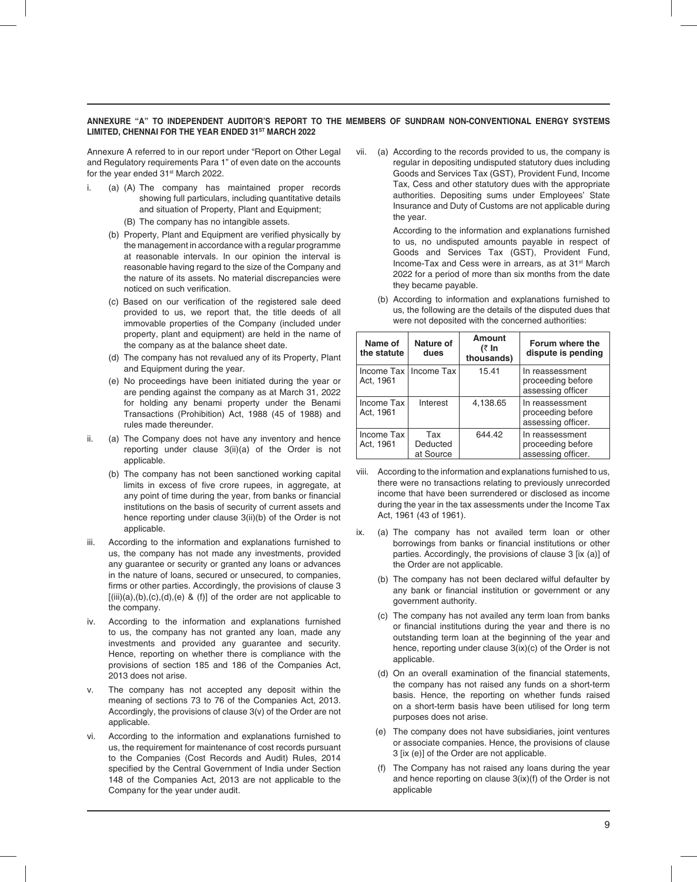**ANNEXURE "A" TO INDEPENDENT AUDITOR'S REPORT TO THE MEMBERS OF SUNDRAM NON-CONVENTIONAL ENERGY SYSTEMS LIMITED, CHENNAI FOR THE YEAR ENDED 31ST MARCH 2022**

Annexure A referred to in our report under "Report on Other Legal and Regulatory requirements Para 1" of even date on the accounts for the year ended 31st March 2022.

i. (a) (A) The company has maintained proper records showing full particulars, including quantitative details and situation of Property, Plant and Equipment;

(B) The company has no intangible assets.

(b) Property, Plant and Equipment are verified physically by the management in accordance with a regular programme at reasonable intervals. In our opinion the interval is reasonable having regard to the size of the Company and the nature of its assets. No material discrepancies were noticed on such verification.

(c) Based on our verification of the registered sale deed provided to us, we report that, the title deeds of all immovable properties of the Company (included under property, plant and equipment) are held in the name of the company as at the balance sheet date.

(d) The company has not revalued any of its Property, Plant and Equipment during the year.

(e) No proceedings have been initiated during the year or are pending against the company as at March 31, 2022 for holding any benami property under the Benami Transactions (Prohibition) Act, 1988 (45 of 1988) and rules made thereunder.

ii. (a) The Company does not have any inventory and hence reporting under clause 3(ii)(a) of the Order is not applicable.

(b) The company has not been sanctioned working capital limits in excess of five crore rupees, in aggregate, at any point of time during the year, from banks or financial institutions on the basis of security of current assets and hence reporting under clause 3(ii)(b) of the Order is not applicable.

iii. According to the information and explanations furnished to us, the company has not made any investments, provided any guarantee or security or granted any loans or advances in the nature of loans, secured or unsecured, to companies, firms or other parties. Accordingly, the provisions of clause 3 [(iii)(a),(b),(c),(d),(e) & (f)] of the order are not applicable to the company.

iv. According to the information and explanations furnished to us, the company has not granted any loan, made any investments and provided any guarantee and security. Hence, reporting on whether there is compliance with the provisions of section 185 and 186 of the Companies Act, 2013 does not arise.

v. The company has not accepted any deposit within the meaning of sections 73 to 76 of the Companies Act, 2013. Accordingly, the provisions of clause 3(v) of the Order are not applicable.

vi. According to the information and explanations furnished to us, the requirement for maintenance of cost records pursuant to the Companies (Cost Records and Audit) Rules, 2014 specified by the Central Government of India under Section 148 of the Companies Act, 2013 are not applicable to the Company for the year under audit.

vii. (a) According to the records provided to us, the company is regular in depositing undisputed statutory dues including Goods and Services Tax (GST), Provident Fund, Income Tax, Cess and other statutory dues with the appropriate authorities. Depositing sums under Employees' State Insurance and Duty of Customs are not applicable during the year.

According to the information and explanations furnished to us, no undisputed amounts payable in respect of Goods and Services Tax (GST), Provident Fund, Income-Tax and Cess were in arrears, as at 31st March 2022 for a period of more than six months from the date they became payable.

(b) According to information and explanations furnished to us, the following are the details of the disputed dues that were not deposited with the concerned authorities:

| Name of the statute | Nature of dues | Amount (₹ In thousands) | Forum where the dispute is pending |
|---|---|---|---|
| Income Tax Act, 1961 | Income Tax | 15.41 | In reassessment proceeding before assessing officer |
| Income Tax Act, 1961 | Interest | 4,138.65 | In reassessment proceeding before assessing officer. |
| Income Tax Act, 1961 | Tax Deducted at Source | 644.42 | In reassessment proceeding before assessing officer. |

viii. According to the information and explanations furnished to us, there were no transactions relating to previously unrecorded income that have been surrendered or disclosed as income during the year in the tax assessments under the Income Tax Act, 1961 (43 of 1961).

ix. (a) The company has not availed term loan or other borrowings from banks or financial institutions or other parties. Accordingly, the provisions of clause 3 [ix (a)] of the Order are not applicable.

(b) The company has not been declared wilful defaulter by any bank or financial institution or government or any government authority.

(c) The company has not availed any term loan from banks or financial institutions during the year and there is no outstanding term loan at the beginning of the year and hence, reporting under clause 3(ix)(c) of the Order is not applicable.

(d) On an overall examination of the financial statements, the company has not raised any funds on a short-term basis. Hence, the reporting on whether funds raised on a short-term basis have been utilised for long term purposes does not arise.

(e) The company does not have subsidiaries, joint ventures or associate companies. Hence, the provisions of clause 3 [ix (e)] of the Order are not applicable.

(f) The Company has not raised any loans during the year and hence reporting on clause 3(ix)(f) of the Order is not applicable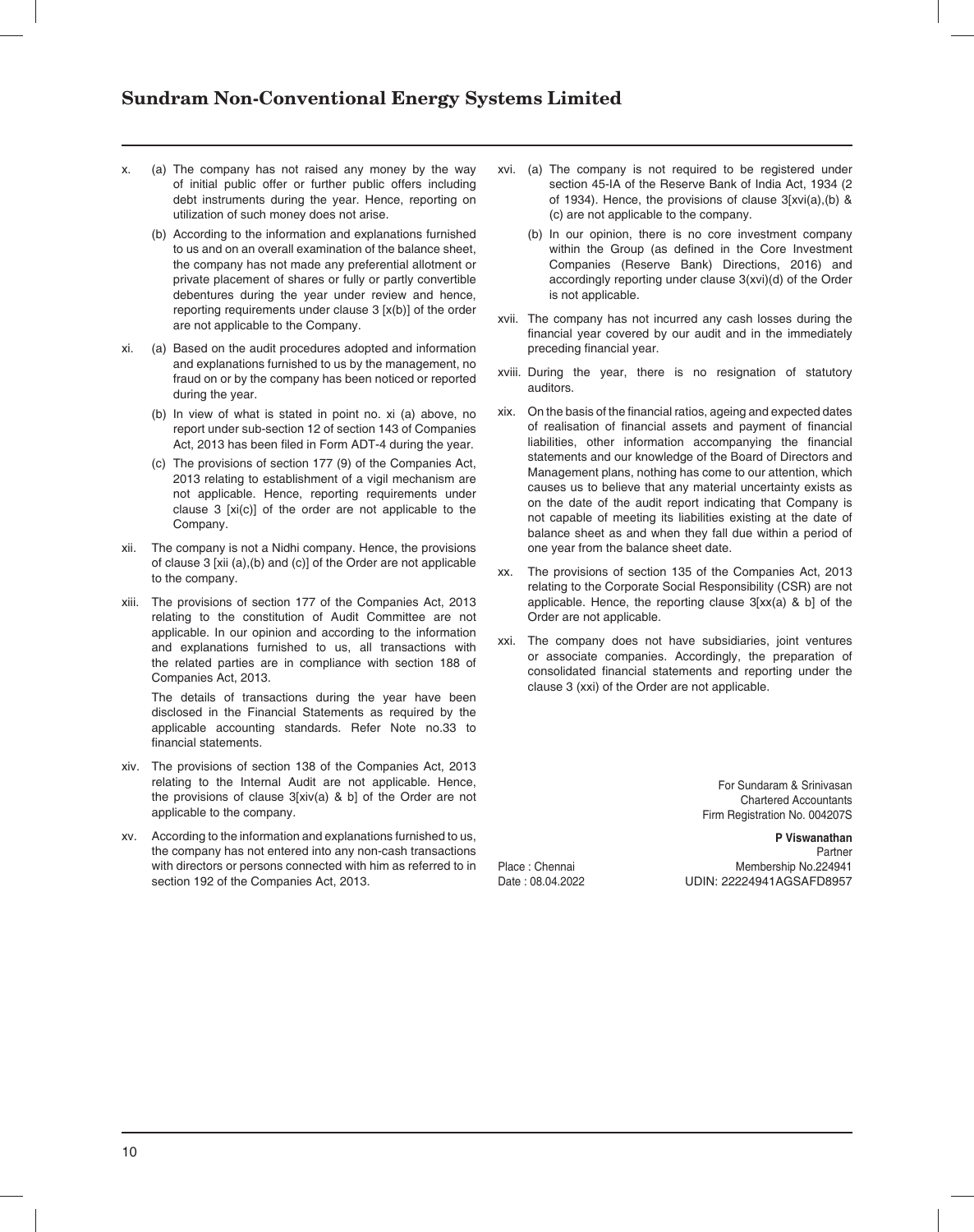x. (a) The company has not raised any money by the way of initial public offer or further public offers including debt instruments during the year. Hence, reporting on utilization of such money does not arise.

   (b) According to the information and explanations furnished to us and on an overall examination of the balance sheet, the company has not made any preferential allotment or private placement of shares or fully or partly convertible debentures during the year under review and hence, reporting requirements under clause 3 [x(b)] of the order are not applicable to the Company.

xi. (a) Based on the audit procedures adopted and information and explanations furnished to us by the management, no fraud on or by the company has been noticed or reported during the year.

   (b) In view of what is stated in point no. xi (a) above, no report under sub-section 12 of section 143 of Companies Act, 2013 has been filed in Form ADT-4 during the year.

   (c) The provisions of section 177 (9) of the Companies Act, 2013 relating to establishment of a vigil mechanism are not applicable. Hence, reporting requirements under clause 3 [xi(c)] of the order are not applicable to the Company.

xii. The company is not a Nidhi company. Hence, the provisions of clause 3 [xii (a),(b) and (c)] of the Order are not applicable to the company.

xiii. The provisions of section 177 of the Companies Act, 2013 relating to the constitution of Audit Committee are not applicable. In our opinion and according to the information and explanations furnished to us, all transactions with the related parties are in compliance with section 188 of Companies Act, 2013.

   The details of transactions during the year have been disclosed in the Financial Statements as required by the applicable accounting standards. Refer Note no.33 to financial statements.

xiv. The provisions of section 138 of the Companies Act, 2013 relating to the Internal Audit are not applicable. Hence, the provisions of clause 3[xiv(a) & b] of the Order are not applicable to the company.

xv. According to the information and explanations furnished to us, the company has not entered into any non-cash transactions with directors or persons connected with him as referred to in section 192 of the Companies Act, 2013.

xvi. (a) The company is not required to be registered under section 45-IA of the Reserve Bank of India Act, 1934 (2 of 1934). Hence, the provisions of clause 3[xvi(a),(b) & (c) are not applicable to the company.

   (b) In our opinion, there is no core investment company within the Group (as defined in the Core Investment Companies (Reserve Bank) Directions, 2016) and accordingly reporting under clause 3(xvi)(d) of the Order is not applicable.

xvii. The company has not incurred any cash losses during the financial year covered by our audit and in the immediately preceding financial year.

xviii. During the year, there is no resignation of statutory auditors.

xix. On the basis of the financial ratios, ageing and expected dates of realisation of financial assets and payment of financial liabilities, other information accompanying the financial statements and our knowledge of the Board of Directors and Management plans, nothing has come to our attention, which causes us to believe that any material uncertainty exists as on the date of the audit report indicating that Company is not capable of meeting its liabilities existing at the date of balance sheet as and when they fall due within a period of one year from the balance sheet date.

xx. The provisions of section 135 of the Companies Act, 2013 relating to the Corporate Social Responsibility (CSR) are not applicable. Hence, the reporting clause 3[xx(a) & b] of the Order are not applicable.

xxi. The company does not have subsidiaries, joint ventures or associate companies. Accordingly, the preparation of consolidated financial statements and reporting under the clause 3 (xxi) of the Order are not applicable.

For Sundaram & Srinivasan
Chartered Accountants
Firm Registration No. 004207S

**P Viswanathan**
Partner
Membership No.224941
UDIN: 22224941AGSAFD8957

Place : Chennai
Date : 08.04.2022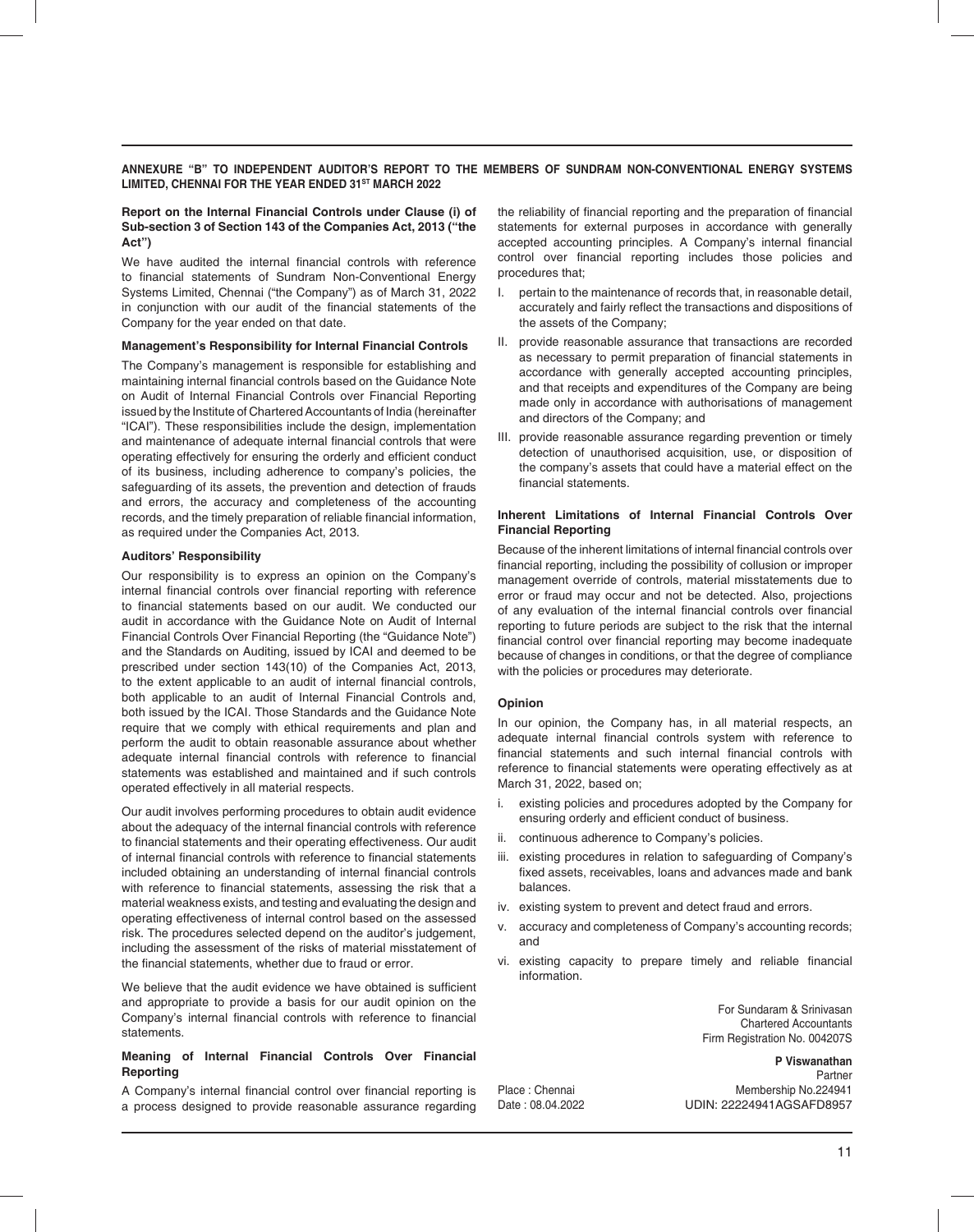## ANNEXURE "B" TO INDEPENDENT AUDITOR'S REPORT TO THE MEMBERS OF SUNDRAM NON-CONVENTIONAL ENERGY SYSTEMS LIMITED, CHENNAI FOR THE YEAR ENDED 31ST MARCH 2022

**Report on the Internal Financial Controls under Clause (i) of Sub-section 3 of Section 143 of the Companies Act, 2013 ("the Act")**

We have audited the internal financial controls with reference to financial statements of Sundram Non-Conventional Energy Systems Limited, Chennai ("the Company") as of March 31, 2022 in conjunction with our audit of the financial statements of the Company for the year ended on that date.

**Management's Responsibility for Internal Financial Controls**

The Company's management is responsible for establishing and maintaining internal financial controls based on the Guidance Note on Audit of Internal Financial Controls over Financial Reporting issued by the Institute of Chartered Accountants of India (hereinafter "ICAI"). These responsibilities include the design, implementation and maintenance of adequate internal financial controls that were operating effectively for ensuring the orderly and efficient conduct of its business, including adherence to company's policies, the safeguarding of its assets, the prevention and detection of frauds and errors, the accuracy and completeness of the accounting records, and the timely preparation of reliable financial information, as required under the Companies Act, 2013.

**Auditors' Responsibility**

Our responsibility is to express an opinion on the Company's internal financial controls over financial reporting with reference to financial statements based on our audit. We conducted our audit in accordance with the Guidance Note on Audit of Internal Financial Controls Over Financial Reporting (the "Guidance Note") and the Standards on Auditing, issued by ICAI and deemed to be prescribed under section 143(10) of the Companies Act, 2013, to the extent applicable to an audit of internal financial controls, both applicable to an audit of Internal Financial Controls and, both issued by the ICAI. Those Standards and the Guidance Note require that we comply with ethical requirements and plan and perform the audit to obtain reasonable assurance about whether adequate internal financial controls with reference to financial statements was established and maintained and if such controls operated effectively in all material respects.

Our audit involves performing procedures to obtain audit evidence about the adequacy of the internal financial controls with reference to financial statements and their operating effectiveness. Our audit of internal financial controls with reference to financial statements included obtaining an understanding of internal financial controls with reference to financial statements, assessing the risk that a material weakness exists, and testing and evaluating the design and operating effectiveness of internal control based on the assessed risk. The procedures selected depend on the auditor's judgement, including the assessment of the risks of material misstatement of the financial statements, whether due to fraud or error.

We believe that the audit evidence we have obtained is sufficient and appropriate to provide a basis for our audit opinion on the Company's internal financial controls with reference to financial statements.

**Meaning of Internal Financial Controls Over Financial Reporting**

A Company's internal financial control over financial reporting is a process designed to provide reasonable assurance regarding the reliability of financial reporting and the preparation of financial statements for external purposes in accordance with generally accepted accounting principles. A Company's internal financial control over financial reporting includes those policies and procedures that;

I. pertain to the maintenance of records that, in reasonable detail, accurately and fairly reflect the transactions and dispositions of the assets of the Company;

II. provide reasonable assurance that transactions are recorded as necessary to permit preparation of financial statements in accordance with generally accepted accounting principles, and that receipts and expenditures of the Company are being made only in accordance with authorisations of management and directors of the Company; and

III. provide reasonable assurance regarding prevention or timely detection of unauthorised acquisition, use, or disposition of the company's assets that could have a material effect on the financial statements.

**Inherent Limitations of Internal Financial Controls Over Financial Reporting**

Because of the inherent limitations of internal financial controls over financial reporting, including the possibility of collusion or improper management override of controls, material misstatements due to error or fraud may occur and not be detected. Also, projections of any evaluation of the internal financial controls over financial reporting to future periods are subject to the risk that the internal financial control over financial reporting may become inadequate because of changes in conditions, or that the degree of compliance with the policies or procedures may deteriorate.

**Opinion**

In our opinion, the Company has, in all material respects, an adequate internal financial controls system with reference to financial statements and such internal financial controls with reference to financial statements were operating effectively as at March 31, 2022, based on;

i. existing policies and procedures adopted by the Company for ensuring orderly and efficient conduct of business.

ii. continuous adherence to Company's policies.

iii. existing procedures in relation to safeguarding of Company's fixed assets, receivables, loans and advances made and bank balances.

iv. existing system to prevent and detect fraud and errors.

v. accuracy and completeness of Company's accounting records; and

vi. existing capacity to prepare timely and reliable financial information.

For Sundaram & Srinivasan
Chartered Accountants
Firm Registration No. 004207S

**P Viswanathan**
Partner
Membership No.224941
UDIN: 22224941AGSAFD8957

Place : Chennai
Date : 08.04.2022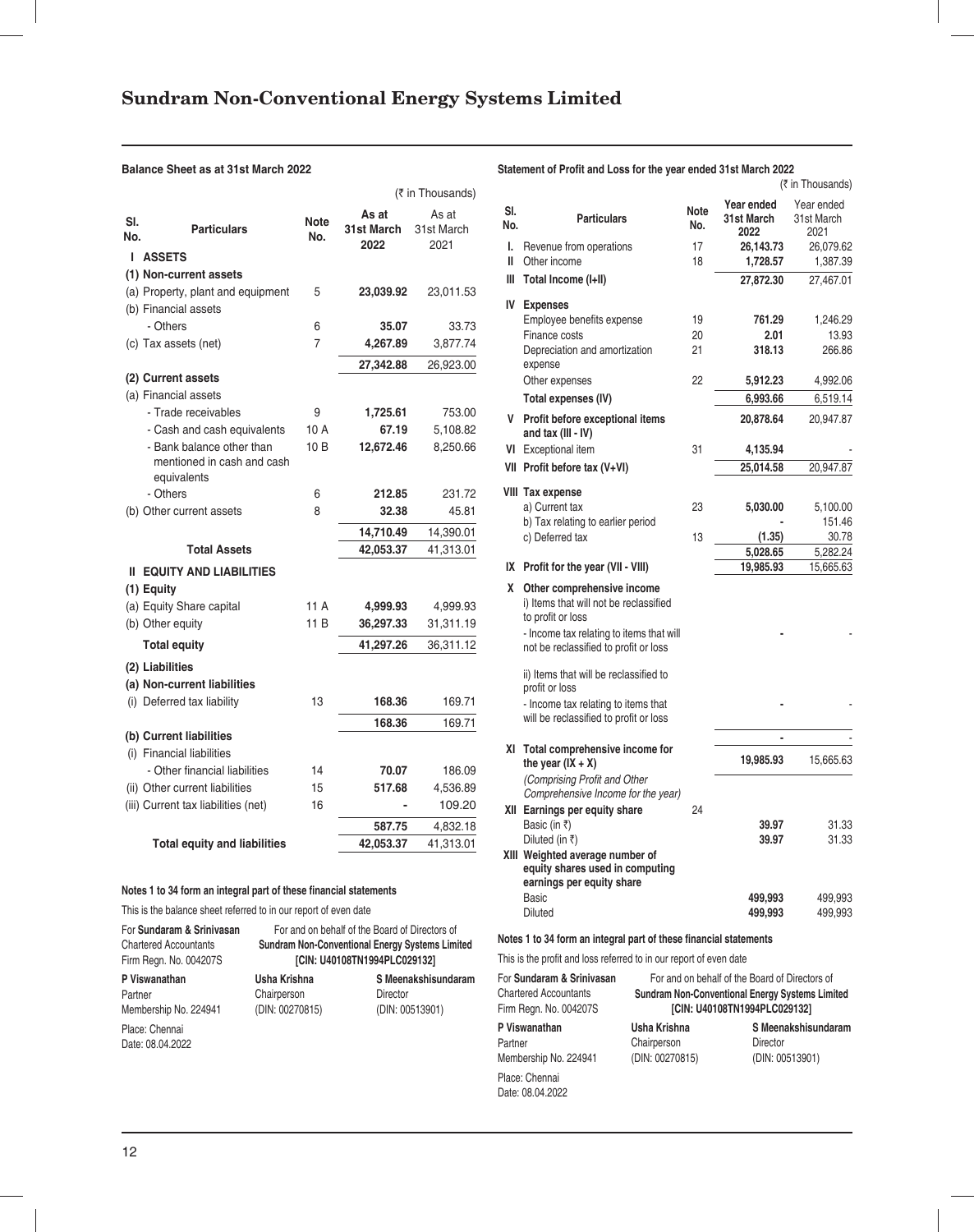# Sundram Non-Conventional Energy Systems Limited

## Balance Sheet as at 31st March 2022

(₹ in Thousands)

| Sl. No. | Particulars | Note No. | As at 31st March 2022 | As at 31st March 2021 |
|---|---|---|---|---|
| **I** | **ASSETS** | | | |
| | **(1) Non-current assets** | | | |
| | (a) Property, plant and equipment | 5 | **23,039.92** | 23,011.53 |
| | (b) Financial assets | | | |
| | - Others | 6 | **35.07** | 33.73 |
| | (c) Tax assets (net) | 7 | **4,267.89** | 3,877.74 |
| | | | **27,342.88** | 26,923.00 |
| | **(2) Current assets** | | | |
| | (a) Financial assets | | | |
| | - Trade receivables | 9 | **1,725.61** | 753.00 |
| | - Cash and cash equivalents | 10 A | **67.19** | 5,108.82 |
| | - Bank balance other than mentioned in cash and cash equivalents | 10 B | **12,672.46** | 8,250.66 |
| | - Others | 6 | **212.85** | 231.72 |
| | (b) Other current assets | 8 | **32.38** | 45.81 |
| | | | **14,710.49** | 14,390.01 |
| | **Total Assets** | | **42,053.37** | 41,313.01 |
| **II** | **EQUITY AND LIABILITIES** | | | |
| | **(1) Equity** | | | |
| | (a) Equity Share capital | 11 A | **4,999.93** | 4,999.93 |
| | (b) Other equity | 11 B | **36,297.33** | 31,311.19 |
| | **Total equity** | | **41,297.26** | 36,311.12 |
| | **(2) Liabilities** | | | |
| | **(a) Non-current liabilities** | | | |
| | (i) Deferred tax liability | 13 | **168.36** | 169.71 |
| | | | **168.36** | 169.71 |
| | **(b) Current liabilities** | | | |
| | (i) Financial liabilities | | | |
| | - Other financial liabilities | 14 | **70.07** | 186.09 |
| | (ii) Other current liabilities | 15 | **517.68** | 4,536.89 |
| | (iii) Current tax liabilities (net) | 16 | **-** | 109.20 |
| | | | **587.75** | 4,832.18 |
| | **Total equity and liabilities** | | **42,053.37** | 41,313.01 |

**Notes 1 to 34 form an integral part of these financial statements**

This is the balance sheet referred to in our report of even date

For **Sundaram & Srinivasan**
Chartered Accountants
Firm Regn. No. 004207S

For and on behalf of the Board of Directors of
**Sundram Non-Conventional Energy Systems Limited**
**[CIN: U40108TN1994PLC029132]**

**P Viswanathan**
Partner
Membership No. 224941

**Usha Krishna**
Chairperson
(DIN: 00270815)

**S Meenakshisundaram**
Director
(DIN: 00513901)

Place: Chennai
Date: 08.04.2022

## Statement of Profit and Loss for the year ended 31st March 2022

(₹ in Thousands)

| Sl. No. | Particulars | Note No. | Year ended 31st March 2022 | Year ended 31st March 2021 |
|---|---|---|---|---|
| I. | Revenue from operations | 17 | **26,143.73** | 26,079.62 |
| II | Other income | 18 | **1,728.57** | 1,387.39 |
| III | **Total Income (I+II)** | | **27,872.30** | 27,467.01 |
| IV | **Expenses** | | | |
| | Employee benefits expense | 19 | **761.29** | 1,246.29 |
| | Finance costs | 20 | **2.01** | 13.93 |
| | Depreciation and amortization expense | 21 | **318.13** | 266.86 |
| | Other expenses | 22 | **5,912.23** | 4,992.06 |
| | **Total expenses (IV)** | | **6,993.66** | 6,519.14 |
| V | **Profit before exceptional items and tax (III - IV)** | | **20,878.64** | 20,947.87 |
| VI | Exceptional item | 31 | **4,135.94** | - |
| VII | **Profit before tax (V+VI)** | | **25,014.58** | 20,947.87 |
| VIII | **Tax expense** | | | |
| | a) Current tax | 23 | **5,030.00** | 5,100.00 |
| | b) Tax relating to earlier period | | **-** | 151.46 |
| | c) Deferred tax | 13 | **(1.35)** | 30.78 |
| | | | **5,028.65** | 5,282.24 |
| IX | **Profit for the year (VII - VIII)** | | **19,985.93** | 15,665.63 |
| X | **Other comprehensive income** | | | |
| | i) Items that will not be reclassified to profit or loss | | | |
| | - Income tax relating to items that will not be reclassified to profit or loss | | **-** | - |
| | ii) Items that will be reclassified to profit or loss | | | |
| | - Income tax relating to items that will be reclassified to profit or loss | | **-** | - |
| | | | **-** | - |
| XI | **Total comprehensive income for the year (IX + X)** *(Comprising Profit and Other Comprehensive Income for the year)* | | **19,985.93** | 15,665.63 |
| XII | **Earnings per equity share** | 24 | | |
| | Basic (in ₹) | | **39.97** | 31.33 |
| | Diluted (in ₹) | | **39.97** | 31.33 |
| XIII | **Weighted average number of equity shares used in computing earnings per equity share** | | | |
| | Basic | | **499,993** | 499,993 |
| | Diluted | | **499,993** | 499,993 |

**Notes 1 to 34 form an integral part of these financial statements**

This is the profit and loss referred to in our report of even date

For **Sundaram & Srinivasan**
Chartered Accountants
Firm Regn. No. 004207S

For and on behalf of the Board of Directors of
**Sundram Non-Conventional Energy Systems Limited**
**[CIN: U40108TN1994PLC029132]**

**P Viswanathan**
Partner
Membership No. 224941

**Usha Krishna**
Chairperson
(DIN: 00270815)

**S Meenakshisundaram**
Director
(DIN: 00513901)

Place: Chennai
Date: 08.04.2022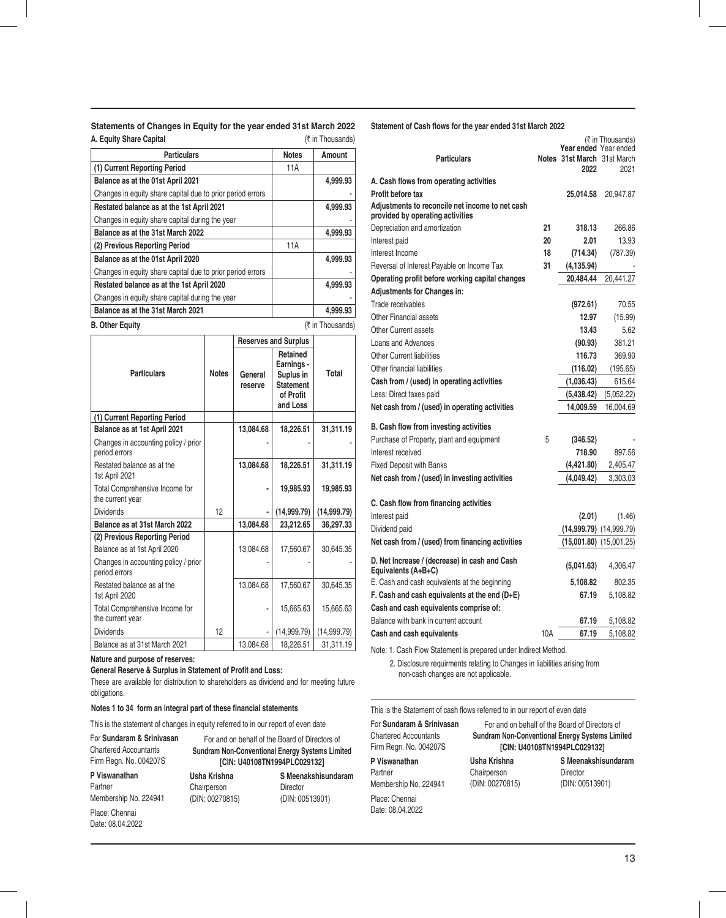## Statements of Changes in Equity for the year ended 31st March 2022

### A. Equity Share Capital

(₹ in Thousands)

| Particulars | Notes | Amount |
|---|---|---|
| **(1) Current Reporting Period** | 11A | |
| **Balance as at the 01st April 2021** | | **4,999.93** |
| Changes in equity share capital due to prior period errors | | - |
| **Restated balance as at the 1st April 2021** | | **4,999.93** |
| Changes in equity share capital during the year | | - |
| **Balance as at the 31st March 2022** | | **4,999.93** |
| **(2) Previous Reporting Period** | 11A | |
| **Balance as at the 01st April 2020** | | **4,999.93** |
| Changes in equity share capital due to prior period errors | | - |
| **Restated balance as at the 1st April 2020** | | **4,999.93** |
| Changes in equity share capital during the year | | - |
| **Balance as at the 31st March 2021** | | **4,999.93** |

### B. Other Equity

(₹ in Thousands)

| Particulars | Notes | Reserves and Surplus | | Total |
|---|---|---|---|---|
| | | General reserve | Retained Earnings - Suplus in Statement of Profit and Loss | |
| **(1) Current Reporting Period** | | | | |
| **Balance as at 1st April 2021** | | **13,084.68** | **18,226.51** | **31,311.19** |
| Changes in accounting policy / prior period errors | | - | - | - |
| Restated balance as at the 1st April 2021 | | **13,084.68** | **18,226.51** | **31,311.19** |
| Total Comprehensive Income for the current year | | - | **19,985.93** | **19,985.93** |
| Dividends | 12 | - | **(14,999.79)** | **(14,999.79)** |
| **Balance as at 31st March 2022** | | **13,084.68** | **23,212.65** | **36,297.33** |
| **(2) Previous Reporting Period** | | | | |
| Balance as at 1st April 2020 | | 13,084.68 | 17,560.67 | 30,645.35 |
| Changes in accounting policy / prior period errors | | - | - | - |
| Restated balance as at the 1st April 2020 | | 13,084.68 | 17,560.67 | 30,645.35 |
| Total Comprehensive Income for the current year | | - | 15,665.63 | 15,665.63 |
| Dividends | 12 | - | (14,999.79) | (14,999.79) |
| Balance as at 31st March 2021 | | 13,084.68 | 18,226.51 | 31,311.19 |

**Nature and purpose of reserves:**

**General Reserve & Surplus in Statement of Profit and Loss:**

These are available for distribution to shareholders as dividend and for meeting future obligations.

**Notes 1 to 34 form an integral part of these financial statements**

This is the statement of changes in equity referred to in our report of even date

For **Sundaram & Srinivasan**
Chartered Accountants
Firm Regn. No. 004207S

**P Viswanathan**
Partner
Membership No. 224941

Place: Chennai
Date: 08.04.2022

For and on behalf of the Board of Directors of
**Sundram Non-Conventional Energy Systems Limited**
**[CIN: U40108TN1994PLC029132]**

**Usha Krishna**
Chairperson
(DIN: 00270815)

**S Meenakshisundaram**
Director
(DIN: 00513901)

## Statement of Cash flows for the year ended 31st March 2022

(₹ in Thousands)

| Particulars | Notes | Year ended 31st March 2022 | Year ended 31st March 2021 |
|---|---|---|---|
| **A. Cash flows from operating activities** | | | |
| **Profit before tax** | | **25,014.58** | 20,947.87 |
| **Adjustments to reconcile net income to net cash provided by operating activities** | | | |
| Depreciation and amortization | 21 | **318.13** | 266.86 |
| Interest paid | 20 | **2.01** | 13.93 |
| Interest Income | 18 | **(714.34)** | (787.39) |
| Reversal of Interest Payable on Income Tax | 31 | **(4,135.94)** | - |
| **Operating profit before working capital changes** | | **20,484.44** | 20,441.27 |
| **Adjustments for Changes in:** | | | |
| Trade receivables | | **(972.61)** | 70.55 |
| Other Financial assets | | **12.97** | (15.99) |
| Other Current assets | | **13.43** | 5.62 |
| Loans and Advances | | **(90.93)** | 381.21 |
| Other Current liabilities | | **116.73** | 369.90 |
| Other financial liabilities | | **(116.02)** | (195.65) |
| **Cash from / (used) in operating activities** | | **(1,036.43)** | 615.64 |
| Less: Direct taxes paid | | **(5,438.42)** | (5,052.22) |
| **Net cash from / (used) in operating activities** | | **14,009.59** | 16,004.69 |
| **B. Cash flow from investing activities** | | | |
| Purchase of Property, plant and equipment | 5 | **(346.52)** | - |
| Interest received | | **718.90** | 897.56 |
| Fixed Deposit with Banks | | **(4,421.80)** | 2,405.47 |
| **Net cash from / (used) in investing activities** | | **(4,049.42)** | 3,303.03 |
| **C. Cash flow from financing activities** | | | |
| Interest paid | | **(2.01)** | (1.46) |
| Dividend paid | | **(14,999.79)** | (14,999.79) |
| **Net cash from / (used) from financing activities** | | **(15,001.80)** | (15,001.25) |
| **D. Net Increase / (decrease) in cash and Cash Equivalents (A+B+C)** | | **(5,041.63)** | 4,306.47 |
| E. Cash and cash equivalents at the beginning | | **5,108.82** | 802.35 |
| **F. Cash and cash equivalents at the end (D+E)** | | **67.19** | 5,108.82 |
| **Cash and cash equivalents comprise of:** | | | |
| Balance with bank in current account | | **67.19** | 5,108.82 |
| **Cash and cash equivalents** | 10A | **67.19** | 5,108.82 |

Note: 1. Cash Flow Statement is prepared under Indirect Method.

2. Disclosure requirments relating to Changes in liabilities arising from non-cash changes are not applicable.

This is the Statement of cash flows referred to in our report of even date

For **Sundaram & Srinivasan**
Chartered Accountants
Firm Regn. No. 004207S

**P Viswanathan**
Partner
Membership No. 224941

Place: Chennai
Date: 08.04.2022

For and on behalf of the Board of Directors of
**Sundram Non-Conventional Energy Systems Limited**
**[CIN: U40108TN1994PLC029132]**

**Usha Krishna**
Chairperson
(DIN: 00270815)

**S Meenakshisundaram**
Director
(DIN: 00513901)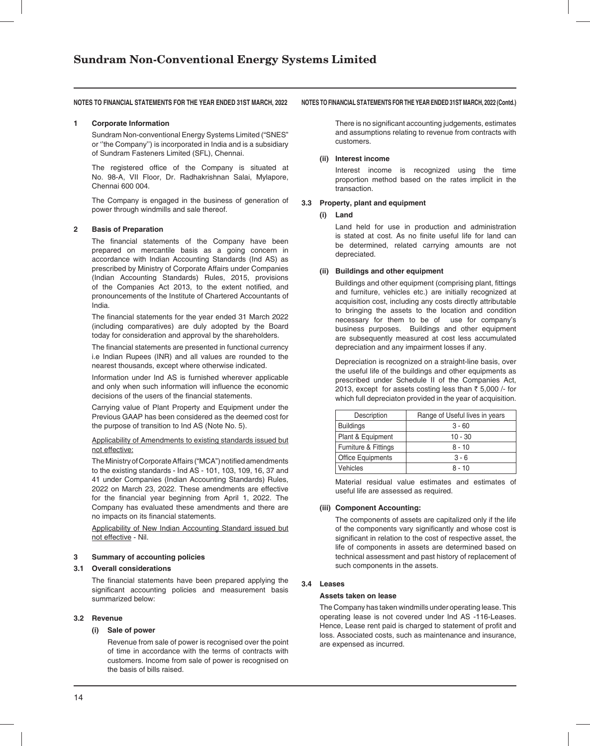## NOTES TO FINANCIAL STATEMENTS FOR THE YEAR ENDED 31ST MARCH, 2022

### 1 Corporate Information

Sundram Non-conventional Energy Systems Limited ("SNES" or ''the Company'') is incorporated in India and is a subsidiary of Sundram Fasteners Limited (SFL), Chennai.

The registered office of the Company is situated at No. 98-A, VII Floor, Dr. Radhakrishnan Salai, Mylapore, Chennai 600 004.

The Company is engaged in the business of generation of power through windmills and sale thereof.

### 2 Basis of Preparation

The financial statements of the Company have been prepared on mercantile basis as a going concern in accordance with Indian Accounting Standards (Ind AS) as prescribed by Ministry of Corporate Affairs under Companies (Indian Accounting Standards) Rules, 2015, provisions of the Companies Act 2013, to the extent notified, and pronouncements of the Institute of Chartered Accountants of India.

The financial statements for the year ended 31 March 2022 (including comparatives) are duly adopted by the Board today for consideration and approval by the shareholders.

The financial statements are presented in functional currency i.e Indian Rupees (INR) and all values are rounded to the nearest thousands, except where otherwise indicated.

Information under Ind AS is furnished wherever applicable and only when such information will influence the economic decisions of the users of the financial statements.

Carrying value of Plant Property and Equipment under the Previous GAAP has been considered as the deemed cost for the purpose of transition to Ind AS (Note No. 5).

Applicability of Amendments to existing standards issued but not effective:

The Ministry of Corporate Affairs ("MCA") notified amendments to the existing standards - Ind AS - 101, 103, 109, 16, 37 and 41 under Companies (Indian Accounting Standards) Rules, 2022 on March 23, 2022. These amendments are effective for the financial year beginning from April 1, 2022. The Company has evaluated these amendments and there are no impacts on its financial statements.

Applicability of New Indian Accounting Standard issued but not effective - Nil.

### 3 Summary of accounting policies

#### 3.1 Overall considerations

The financial statements have been prepared applying the significant accounting policies and measurement basis summarized below:

#### 3.2 Revenue

**(i) Sale of power**

Revenue from sale of power is recognised over the point of time in accordance with the terms of contracts with customers. Income from sale of power is recognised on the basis of bills raised.

There is no significant accounting judgements, estimates and assumptions relating to revenue from contracts with customers.

**(ii) Interest income**

Interest income is recognized using the time proportion method based on the rates implicit in the transaction.

#### 3.3 Property, plant and equipment

**(i) Land**

Land held for use in production and administration is stated at cost. As no finite useful life for land can be determined, related carrying amounts are not depreciated.

**(ii) Buildings and other equipment**

Buildings and other equipment (comprising plant, fittings and furniture, vehicles etc.) are initially recognized at acquisition cost, including any costs directly attributable to bringing the assets to the location and condition necessary for them to be of use for company's business purposes. Buildings and other equipment are subsequently measured at cost less accumulated depreciation and any impairment losses if any.

Depreciation is recognized on a straight-line basis, over the useful life of the buildings and other equipments as prescribed under Schedule II of the Companies Act, 2013, except for assets costing less than ₹ 5,000 /- for which full depreciaton provided in the year of acquisition.

| Description | Range of Useful lives in years |
|---|---|
| Buildings | 3 - 60 |
| Plant & Equipment | 10 - 30 |
| Furniture & Fittings | 8 - 10 |
| Office Equipments | 3 - 6 |
| Vehicles | 8 - 10 |

Material residual value estimates and estimates of useful life are assessed as required.

**(iii) Component Accounting:**

The components of assets are capitalized only if the life of the components vary significantly and whose cost is significant in relation to the cost of respective asset, the life of components in assets are determined based on technical assessment and past history of replacement of such components in the assets.

#### 3.4 Leases

**Assets taken on lease**

The Company has taken windmills under operating lease. This operating lease is not covered under Ind AS -116-Leases. Hence, Lease rent paid is charged to statement of profit and loss. Associated costs, such as maintenance and insurance, are expensed as incurred.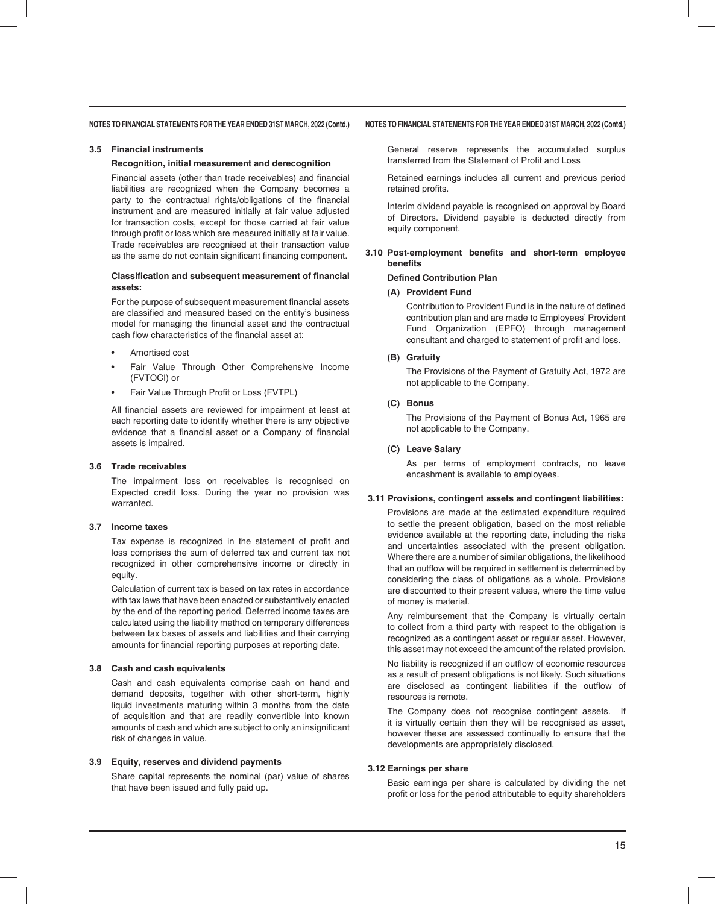### 3.5 Financial instruments

**Recognition, initial measurement and derecognition**

Financial assets (other than trade receivables) and financial liabilities are recognized when the Company becomes a party to the contractual rights/obligations of the financial instrument and are measured initially at fair value adjusted for transaction costs, except for those carried at fair value through profit or loss which are measured initially at fair value. Trade receivables are recognised at their transaction value as the same do not contain significant financing component.

**Classification and subsequent measurement of financial assets:**

For the purpose of subsequent measurement financial assets are classified and measured based on the entity's business model for managing the financial asset and the contractual cash flow characteristics of the financial asset at:

- Amortised cost
- Fair Value Through Other Comprehensive Income (FVTOCI) or
- Fair Value Through Profit or Loss (FVTPL)

All financial assets are reviewed for impairment at least at each reporting date to identify whether there is any objective evidence that a financial asset or a Company of financial assets is impaired.

### 3.6 Trade receivables

The impairment loss on receivables is recognised on Expected credit loss. During the year no provision was warranted.

### 3.7 Income taxes

Tax expense is recognized in the statement of profit and loss comprises the sum of deferred tax and current tax not recognized in other comprehensive income or directly in equity.

Calculation of current tax is based on tax rates in accordance with tax laws that have been enacted or substantively enacted by the end of the reporting period. Deferred income taxes are calculated using the liability method on temporary differences between tax bases of assets and liabilities and their carrying amounts for financial reporting purposes at reporting date.

### 3.8 Cash and cash equivalents

Cash and cash equivalents comprise cash on hand and demand deposits, together with other short-term, highly liquid investments maturing within 3 months from the date of acquisition and that are readily convertible into known amounts of cash and which are subject to only an insignificant risk of changes in value.

### 3.9 Equity, reserves and dividend payments

Share capital represents the nominal (par) value of shares that have been issued and fully paid up.

General reserve represents the accumulated surplus transferred from the Statement of Profit and Loss

Retained earnings includes all current and previous period retained profits.

Interim dividend payable is recognised on approval by Board of Directors. Dividend payable is deducted directly from equity component.

### 3.10 Post-employment benefits and short-term employee benefits

**Defined Contribution Plan**

**(A) Provident Fund**

Contribution to Provident Fund is in the nature of defined contribution plan and are made to Employees' Provident Fund Organization (EPFO) through management consultant and charged to statement of profit and loss.

**(B) Gratuity**

The Provisions of the Payment of Gratuity Act, 1972 are not applicable to the Company.

**(C) Bonus**

The Provisions of the Payment of Bonus Act, 1965 are not applicable to the Company.

**(C) Leave Salary**

As per terms of employment contracts, no leave encashment is available to employees.

### 3.11 Provisions, contingent assets and contingent liabilities:

Provisions are made at the estimated expenditure required to settle the present obligation, based on the most reliable evidence available at the reporting date, including the risks and uncertainties associated with the present obligation. Where there are a number of similar obligations, the likelihood that an outflow will be required in settlement is determined by considering the class of obligations as a whole. Provisions are discounted to their present values, where the time value of money is material.

Any reimbursement that the Company is virtually certain to collect from a third party with respect to the obligation is recognized as a contingent asset or regular asset. However, this asset may not exceed the amount of the related provision.

No liability is recognized if an outflow of economic resources as a result of present obligations is not likely. Such situations are disclosed as contingent liabilities if the outflow of resources is remote.

The Company does not recognise contingent assets. If it is virtually certain then they will be recognised as asset, however these are assessed continually to ensure that the developments are appropriately disclosed.

### 3.12 Earnings per share

Basic earnings per share is calculated by dividing the net profit or loss for the period attributable to equity shareholders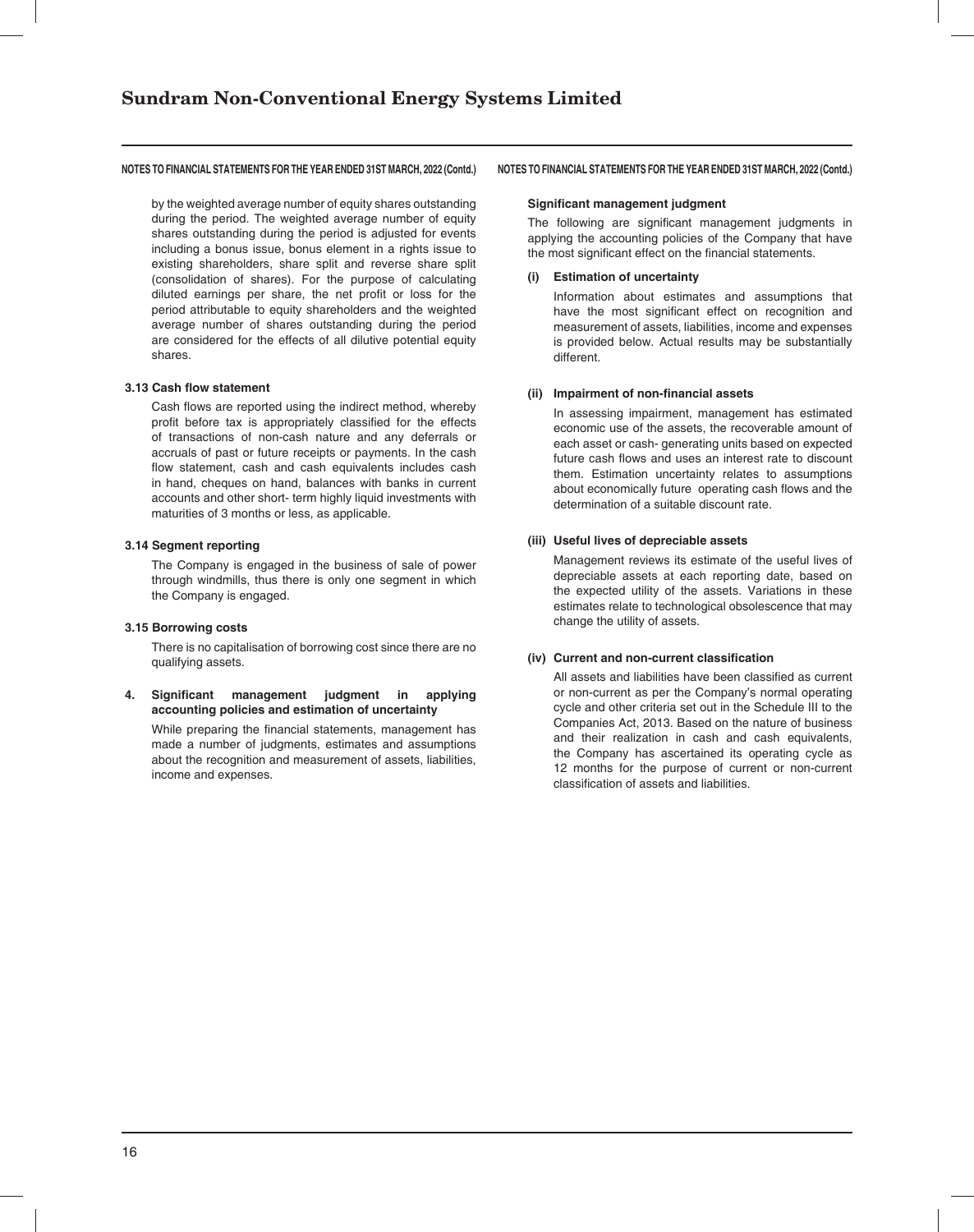by the weighted average number of equity shares outstanding during the period. The weighted average number of equity shares outstanding during the period is adjusted for events including a bonus issue, bonus element in a rights issue to existing shareholders, share split and reverse share split (consolidation of shares). For the purpose of calculating diluted earnings per share, the net profit or loss for the period attributable to equity shareholders and the weighted average number of shares outstanding during the period are considered for the effects of all dilutive potential equity shares.

### 3.13 Cash flow statement

Cash flows are reported using the indirect method, whereby profit before tax is appropriately classified for the effects of transactions of non-cash nature and any deferrals or accruals of past or future receipts or payments. In the cash flow statement, cash and cash equivalents includes cash in hand, cheques on hand, balances with banks in current accounts and other short- term highly liquid investments with maturities of 3 months or less, as applicable.

### 3.14 Segment reporting

The Company is engaged in the business of sale of power through windmills, thus there is only one segment in which the Company is engaged.

### 3.15 Borrowing costs

There is no capitalisation of borrowing cost since there are no qualifying assets.

## 4. Significant management judgment in applying accounting policies and estimation of uncertainty

While preparing the financial statements, management has made a number of judgments, estimates and assumptions about the recognition and measurement of assets, liabilities, income and expenses.

**Significant management judgment**

The following are significant management judgments in applying the accounting policies of the Company that have the most significant effect on the financial statements.

**(i) Estimation of uncertainty**

Information about estimates and assumptions that have the most significant effect on recognition and measurement of assets, liabilities, income and expenses is provided below. Actual results may be substantially different.

**(ii) Impairment of non-financial assets**

In assessing impairment, management has estimated economic use of the assets, the recoverable amount of each asset or cash- generating units based on expected future cash flows and uses an interest rate to discount them. Estimation uncertainty relates to assumptions about economically future operating cash flows and the determination of a suitable discount rate.

**(iii) Useful lives of depreciable assets**

Management reviews its estimate of the useful lives of depreciable assets at each reporting date, based on the expected utility of the assets. Variations in these estimates relate to technological obsolescence that may change the utility of assets.

**(iv) Current and non-current classification**

All assets and liabilities have been classified as current or non-current as per the Company's normal operating cycle and other criteria set out in the Schedule III to the Companies Act, 2013. Based on the nature of business and their realization in cash and cash equivalents, the Company has ascertained its operating cycle as 12 months for the purpose of current or non-current classification of assets and liabilities.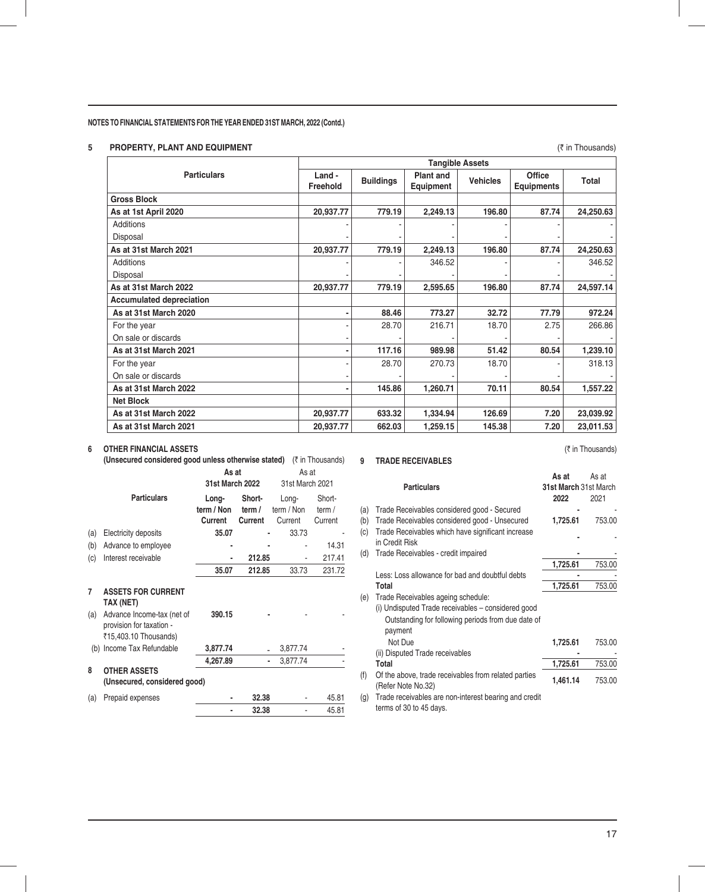**NOTES TO FINANCIAL STATEMENTS FOR THE YEAR ENDED 31ST MARCH, 2022 (Contd.)**

## 5 PROPERTY, PLANT AND EQUIPMENT

(₹ in Thousands)

| Particulars | Tangible Assets | | | | | |
|---|---|---|---|---|---|---|
| | Land - Freehold | Buildings | Plant and Equipment | Vehicles | Office Equipments | Total |
| **Gross Block** | | | | | | |
| **As at 1st April 2020** | **20,937.77** | **779.19** | **2,249.13** | **196.80** | **87.74** | **24,250.63** |
| Additions | - | - | - | - | - | - |
| Disposal | - | - | - | - | - | - |
| **As at 31st March 2021** | **20,937.77** | **779.19** | **2,249.13** | **196.80** | **87.74** | **24,250.63** |
| Additions | - | - | 346.52 | - | - | 346.52 |
| Disposal | - | - | - | - | - | - |
| **As at 31st March 2022** | **20,937.77** | **779.19** | **2,595.65** | **196.80** | **87.74** | **24,597.14** |
| **Accumulated depreciation** | | | | | | |
| **As at 31st March 2020** | **-** | **88.46** | **773.27** | **32.72** | **77.79** | **972.24** |
| For the year | - | 28.70 | 216.71 | 18.70 | 2.75 | 266.86 |
| On sale or discards | - | - | - | - | - | - |
| **As at 31st March 2021** | **-** | **117.16** | **989.98** | **51.42** | **80.54** | **1,239.10** |
| For the year | - | 28.70 | 270.73 | 18.70 | - | 318.13 |
| On sale or discards | - | - | - | - | - | - |
| **As at 31st March 2022** | **-** | **145.86** | **1,260.71** | **70.11** | **80.54** | **1,557.22** |
| **Net Block** | | | | | | |
| **As at 31st March 2022** | **20,937.77** | **633.32** | **1,334.94** | **126.69** | **7.20** | **23,039.92** |
| **As at 31st March 2021** | **20,937.77** | **662.03** | **1,259.15** | **145.38** | **7.20** | **23,011.53** |

## 6 OTHER FINANCIAL ASSETS

**(Unsecured considered good unless otherwise stated)** (₹ in Thousands)

| | Particulars | As at 31st March 2022 | | As at 31st March 2021 | |
|---|---|---|---|---|---|
| | | Long-term / Non Current | Short-term / Current | Long-term / Non Current | Short-term / Current |
| (a) | Electricity deposits | **35.07** | **-** | 33.73 | - |
| (b) | Advance to employee | **-** | **-** | - | 14.31 |
| (c) | Interest receivable | **-** | **212.85** | - | 217.41 |
| | | **35.07** | **212.85** | 33.73 | 231.72 |

## 7 ASSETS FOR CURRENT TAX (NET)

| | Particulars | Long-term / Non Current (2022) | Short-term / Current (2022) | Long-term / Non Current (2021) | Short-term / Current (2021) |
|---|---|---|---|---|---|
| (a) | Advance Income-tax (net of provision for taxation - ₹15,403.10 Thousands) | **390.15** | **-** | - | - |
| (b) | Income Tax Refundable | **3,877.74** | **-** | 3,877.74 | - |
| | | **4,267.89** | **-** | 3,877.74 | - |

## 8 OTHER ASSETS

**(Unsecured, considered good)**

| | Particulars | Long-term / Non Current (2022) | Short-term / Current (2022) | Long-term / Non Current (2021) | Short-term / Current (2021) |
|---|---|---|---|---|---|
| (a) | Prepaid expenses | **-** | **32.38** | - | 45.81 |
| | | **-** | **32.38** | - | 45.81 |

## 9 TRADE RECEIVABLES

(₹ in Thousands)

| | Particulars | As at 31st March 2022 | As at 31st March 2021 |
|---|---|---|---|
| (a) | Trade Receivables considered good - Secured | **-** | - |
| (b) | Trade Receivables considered good - Unsecured | **1,725.61** | 753.00 |
| (c) | Trade Receivables which have significant increase in Credit Risk | **-** | - |
| (d) | Trade Receivables - credit impaired | **-** | - |
| | | **1,725.61** | 753.00 |
| | Less: Loss allowance for bad and doubtful debts | **-** | - |
| | **Total** | **1,725.61** | 753.00 |
| (e) | Trade Receivables ageing schedule: | | |
| | (i) Undisputed Trade receivables – considered good | | |
| | Outstanding for following periods from due date of payment | | |
| | Not Due | **1,725.61** | 753.00 |
| | (ii) Disputed Trade receivables | **-** | - |
| | **Total** | **1,725.61** | 753.00 |
| (f) | Of the above, trade receivables from related parties (Refer Note No.32) | **1,461.14** | 753.00 |
| (g) | Trade receivables are non-interest bearing and credit terms of 30 to 45 days. | | |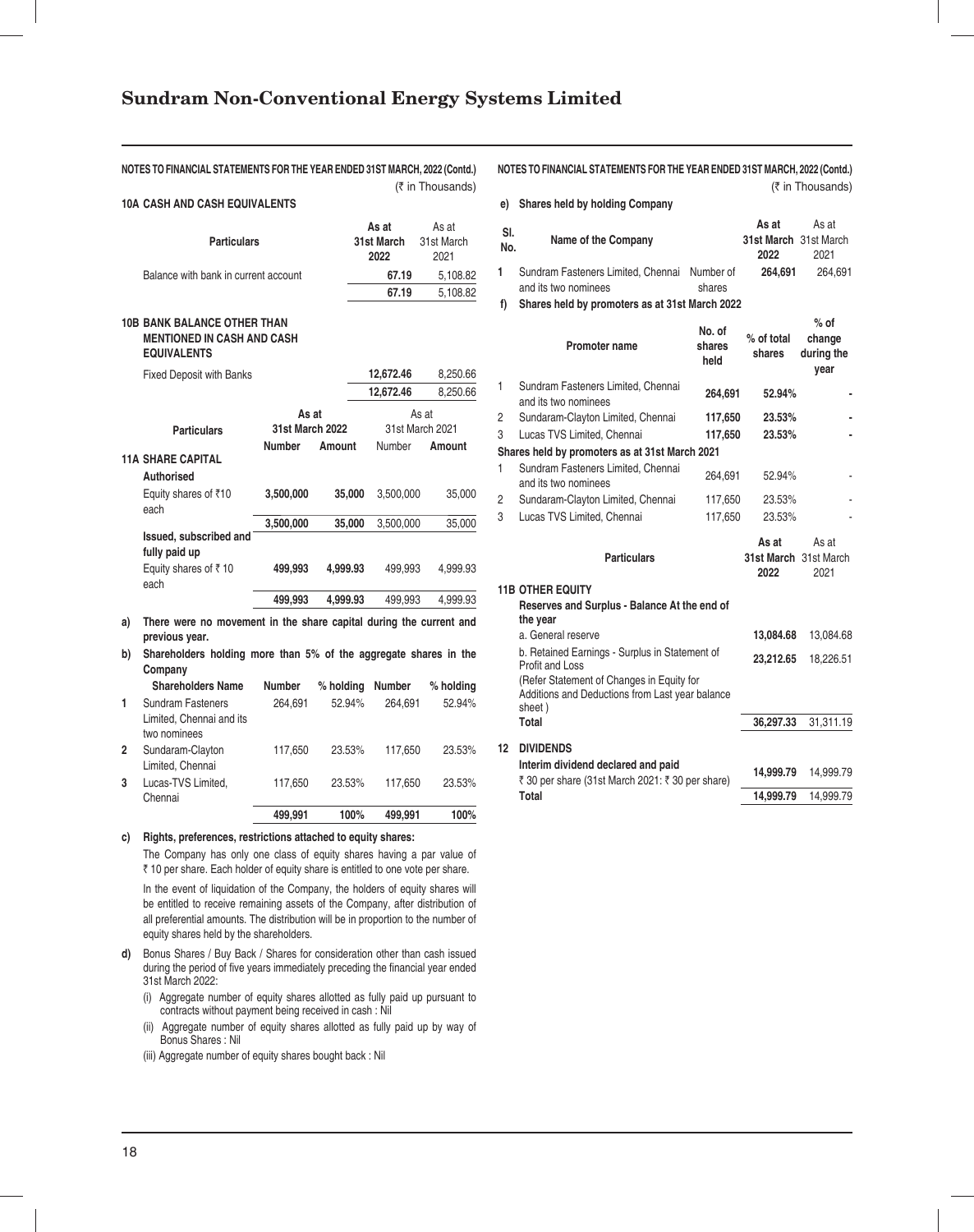NOTES TO FINANCIAL STATEMENTS FOR THE YEAR ENDED 31ST MARCH, 2022 (Contd.)

(₹ in Thousands)

### 10A CASH AND CASH EQUIVALENTS

| Particulars | As at 31st March 2022 | As at 31st March 2021 |
|---|---|---|
| Balance with bank in current account | 67.19 | 5,108.82 |
| | 67.19 | 5,108.82 |

### 10B BANK BALANCE OTHER THAN MENTIONED IN CASH AND CASH EQUIVALENTS

| Particulars | As at 31st March 2022 | As at 31st March 2021 |
|---|---|---|
| Fixed Deposit with Banks | 12,672.46 | 8,250.66 |
| | 12,672.46 | 8,250.66 |

| Particulars | As at 31st March 2022 | | As at 31st March 2021 | |
|---|---|---|---|---|
| | Number | Amount | Number | Amount |
| **11A SHARE CAPITAL** | | | | |
| **Authorised** | | | | |
| Equity shares of ₹10 each | 3,500,000 | 35,000 | 3,500,000 | 35,000 |
| | 3,500,000 | 35,000 | 3,500,000 | 35,000 |
| **Issued, subscribed and fully paid up** | | | | |
| Equity shares of ₹ 10 each | 499,993 | 4,999.93 | 499,993 | 4,999.93 |
| | 499,993 | 4,999.93 | 499,993 | 4,999.93 |

**a) There were no movement in the share capital during the current and previous year.**

**b) Shareholders holding more than 5% of the aggregate shares in the Company**

| | Shareholders Name | Number | % holding | Number | % holding |
|---|---|---|---|---|---|
| 1 | Sundram Fasteners Limited, Chennai and its two nominees | 264,691 | 52.94% | 264,691 | 52.94% |
| 2 | Sundaram-Clayton Limited, Chennai | 117,650 | 23.53% | 117,650 | 23.53% |
| 3 | Lucas-TVS Limited, Chennai | 117,650 | 23.53% | 117,650 | 23.53% |
| | | 499,991 | 100% | 499,991 | 100% |

**c) Rights, preferences, restrictions attached to equity shares:**

The Company has only one class of equity shares having a par value of ₹ 10 per share. Each holder of equity share is entitled to one vote per share.

In the event of liquidation of the Company, the holders of equity shares will be entitled to receive remaining assets of the Company, after distribution of all preferential amounts. The distribution will be in proportion to the number of equity shares held by the shareholders.

**d)** Bonus Shares / Buy Back / Shares for consideration other than cash issued during the period of five years immediately preceding the financial year ended 31st March 2022:

(i) Aggregate number of equity shares allotted as fully paid up pursuant to contracts without payment being received in cash : Nil

(ii) Aggregate number of equity shares allotted as fully paid up by way of Bonus Shares : Nil

(iii) Aggregate number of equity shares bought back : Nil

NOTES TO FINANCIAL STATEMENTS FOR THE YEAR ENDED 31ST MARCH, 2022 (Contd.)

(₹ in Thousands)

**e) Shares held by holding Company**

| Sl. No. | Name of the Company | | As at 31st March 2022 | As at 31st March 2021 |
|---|---|---|---|---|
| 1 | Sundram Fasteners Limited, Chennai and its two nominees | Number of shares | 264,691 | 264,691 |

**f) Shares held by promoters as at 31st March 2022**

| | Promoter name | No. of shares held | % of total shares | % of change during the year |
|---|---|---|---|---|
| 1 | Sundram Fasteners Limited, Chennai and its two nominees | 264,691 | 52.94% | - |
| 2 | Sundaram-Clayton Limited, Chennai | 117,650 | 23.53% | - |
| 3 | Lucas TVS Limited, Chennai | 117,650 | 23.53% | - |
| **Shares held by promoters as at 31st March 2021** | | | | |
| 1 | Sundram Fasteners Limited, Chennai and its two nominees | 264,691 | 52.94% | - |
| 2 | Sundaram-Clayton Limited, Chennai | 117,650 | 23.53% | - |
| 3 | Lucas TVS Limited, Chennai | 117,650 | 23.53% | - |

| Particulars | As at 31st March 2022 | As at 31st March 2021 |
|---|---|---|
| **11B OTHER EQUITY** | | |
| **Reserves and Surplus - Balance At the end of the year** | | |
| a. General reserve | 13,084.68 | 13,084.68 |
| b. Retained Earnings - Surplus in Statement of Profit and Loss | 23,212.65 | 18,226.51 |
| (Refer Statement of Changes in Equity for Additions and Deductions from Last year balance sheet ) | | |
| **Total** | 36,297.33 | 31,311.19 |
| **12 DIVIDENDS** | | |
| **Interim dividend declared and paid** ₹ 30 per share (31st March 2021: ₹ 30 per share) | 14,999.79 | 14,999.79 |
| **Total** | 14,999.79 | 14,999.79 |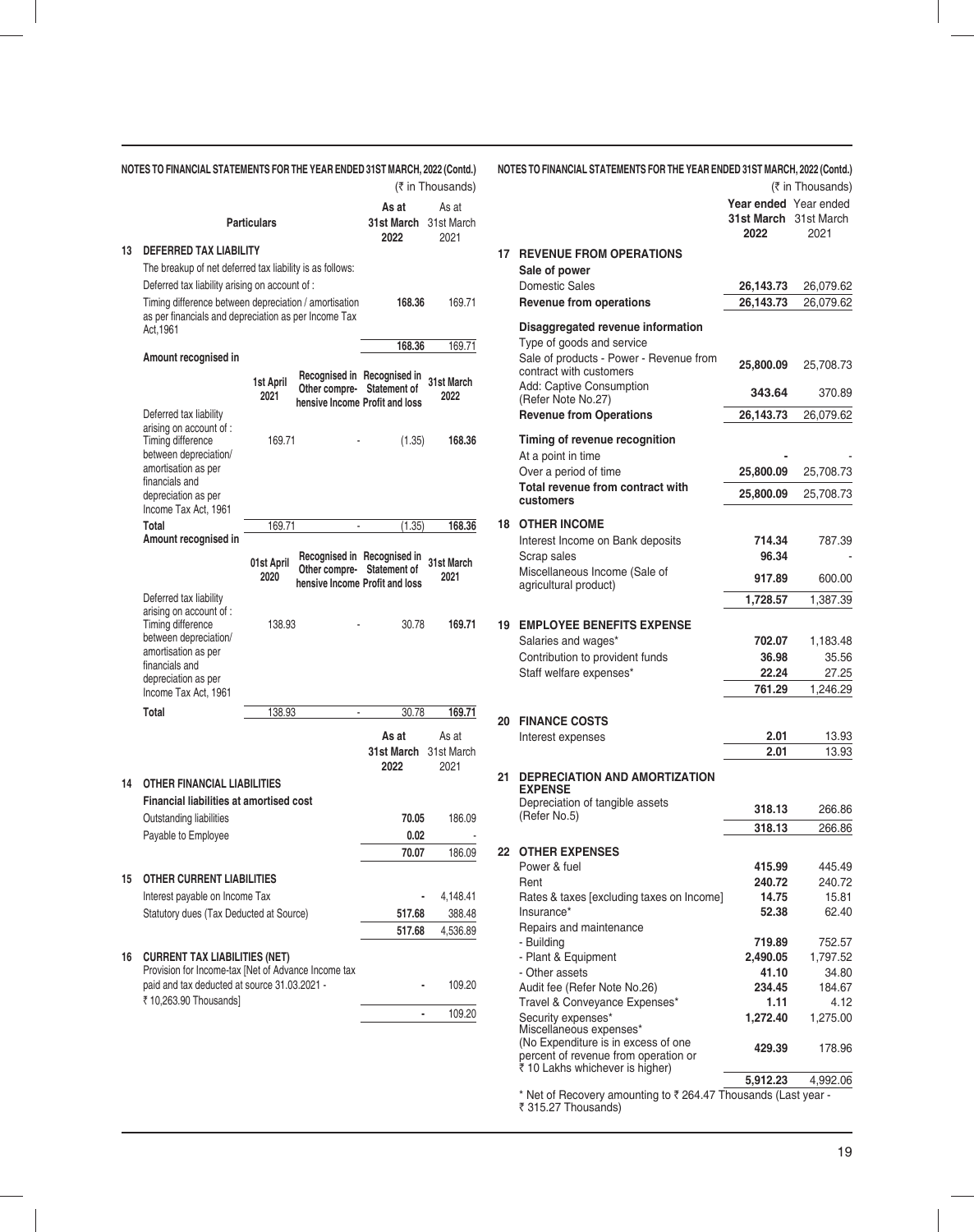## NOTES TO FINANCIAL STATEMENTS FOR THE YEAR ENDED 31ST MARCH, 2022 (Contd.)

(₹ in Thousands)

| | Particulars | As at 31st March 2022 | As at 31st March 2021 |
|---|---|---|---|
| **13** | **DEFERRED TAX LIABILITY** | | |
| | The breakup of net deferred tax liability is as follows: | | |
| | Deferred tax liability arising on account of : | | |
| | Timing difference between depreciation / amortisation as per financials and depreciation as per Income Tax Act,1961 | **168.36** | 169.71 |
| | | **168.36** | 169.71 |

**Amount recognised in**

| | 1st April 2021 | Recognised in Other comprehensive Income | Recognised in Statement of Profit and loss | 31st March 2022 |
|---|---|---|---|---|
| Deferred tax liability arising on account of : Timing difference between depreciation/ amortisation as per financials and depreciation as per Income Tax Act, 1961 | 169.71 | - | (1.35) | **168.36** |
| **Total** | 169.71 | - | (1.35) | **168.36** |

**Amount recognised in**

| | 01st April 2020 | Recognised in Other comprehensive Income | Recognised in Statement of Profit and loss | 31st March 2021 |
|---|---|---|---|---|
| Deferred tax liability arising on account of : Timing difference between depreciation/ amortisation as per financials and depreciation as per Income Tax Act, 1961 | 138.93 | - | 30.78 | **169.71** |
| **Total** | 138.93 | - | 30.78 | **169.71** |

| | | As at 31st March 2022 | As at 31st March 2021 |
|---|---|---|---|
| **14** | **OTHER FINANCIAL LIABILITIES** | | |
| | **Financial liabilities at amortised cost** | | |
| | Outstanding liabilities | **70.05** | 186.09 |
| | Payable to Employee | **0.02** | - |
| | | **70.07** | 186.09 |
| **15** | **OTHER CURRENT LIABILITIES** | | |
| | Interest payable on Income Tax | - | 4,148.41 |
| | Statutory dues (Tax Deducted at Source) | **517.68** | 388.48 |
| | | **517.68** | 4,536.89 |
| **16** | **CURRENT TAX LIABILITIES (NET)** | | |
| | Provision for Income-tax [Net of Advance Income tax paid and tax deducted at source 31.03.2021 - ₹ 10,263.90 Thousands] | - | 109.20 |
| | | - | 109.20 |

(₹ in Thousands)

| | | Year ended 31st March 2022 | Year ended 31st March 2021 |
|---|---|---|---|
| **17** | **REVENUE FROM OPERATIONS** | | |
| | **Sale of power** | | |
| | Domestic Sales | **26,143.73** | 26,079.62 |
| | **Revenue from operations** | **26,143.73** | 26,079.62 |
| | **Disaggregated revenue information** | | |
| | Type of goods and service | | |
| | Sale of products - Power - Revenue from contract with customers | **25,800.09** | 25,708.73 |
| | Add: Captive Consumption (Refer Note No.27) | **343.64** | 370.89 |
| | **Revenue from Operations** | **26,143.73** | 26,079.62 |
| | **Timing of revenue recognition** | | |
| | At a point in time | - | - |
| | Over a period of time | **25,800.09** | 25,708.73 |
| | **Total revenue from contract with customers** | **25,800.09** | 25,708.73 |
| **18** | **OTHER INCOME** | | |
| | Interest Income on Bank deposits | **714.34** | 787.39 |
| | Scrap sales | **96.34** | - |
| | Miscellaneous Income (Sale of agricultural product) | **917.89** | 600.00 |
| | | **1,728.57** | 1,387.39 |
| **19** | **EMPLOYEE BENEFITS EXPENSE** | | |
| | Salaries and wages* | **702.07** | 1,183.48 |
| | Contribution to provident funds | **36.98** | 35.56 |
| | Staff welfare expenses* | **22.24** | 27.25 |
| | | **761.29** | 1,246.29 |
| **20** | **FINANCE COSTS** | | |
| | Interest expenses | **2.01** | 13.93 |
| | | **2.01** | 13.93 |
| **21** | **DEPRECIATION AND AMORTIZATION EXPENSE** | | |
| | Depreciation of tangible assets (Refer No.5) | **318.13** | 266.86 |
| | | **318.13** | 266.86 |
| **22** | **OTHER EXPENSES** | | |
| | Power & fuel | **415.99** | 445.49 |
| | Rent | **240.72** | 240.72 |
| | Rates & taxes [excluding taxes on Income] | **14.75** | 15.81 |
| | Insurance* | **52.38** | 62.40 |
| | Repairs and maintenance | | |
| | - Building | **719.89** | 752.57 |
| | - Plant & Equipment | **2,490.05** | 1,797.52 |
| | - Other assets | **41.10** | 34.80 |
| | Audit fee (Refer Note No.26) | **234.45** | 184.67 |
| | Travel & Conveyance Expenses* | **1.11** | 4.12 |
| | Security expenses* | **1,272.40** | 1,275.00 |
| | Miscellaneous expenses* (No Expenditure is in excess of one percent of revenue from operation or ₹ 10 Lakhs whichever is higher) | **429.39** | 178.96 |
| | | **5,912.23** | 4,992.06 |

* Net of Recovery amounting to ₹ 264.47 Thousands (Last year - ₹ 315.27 Thousands)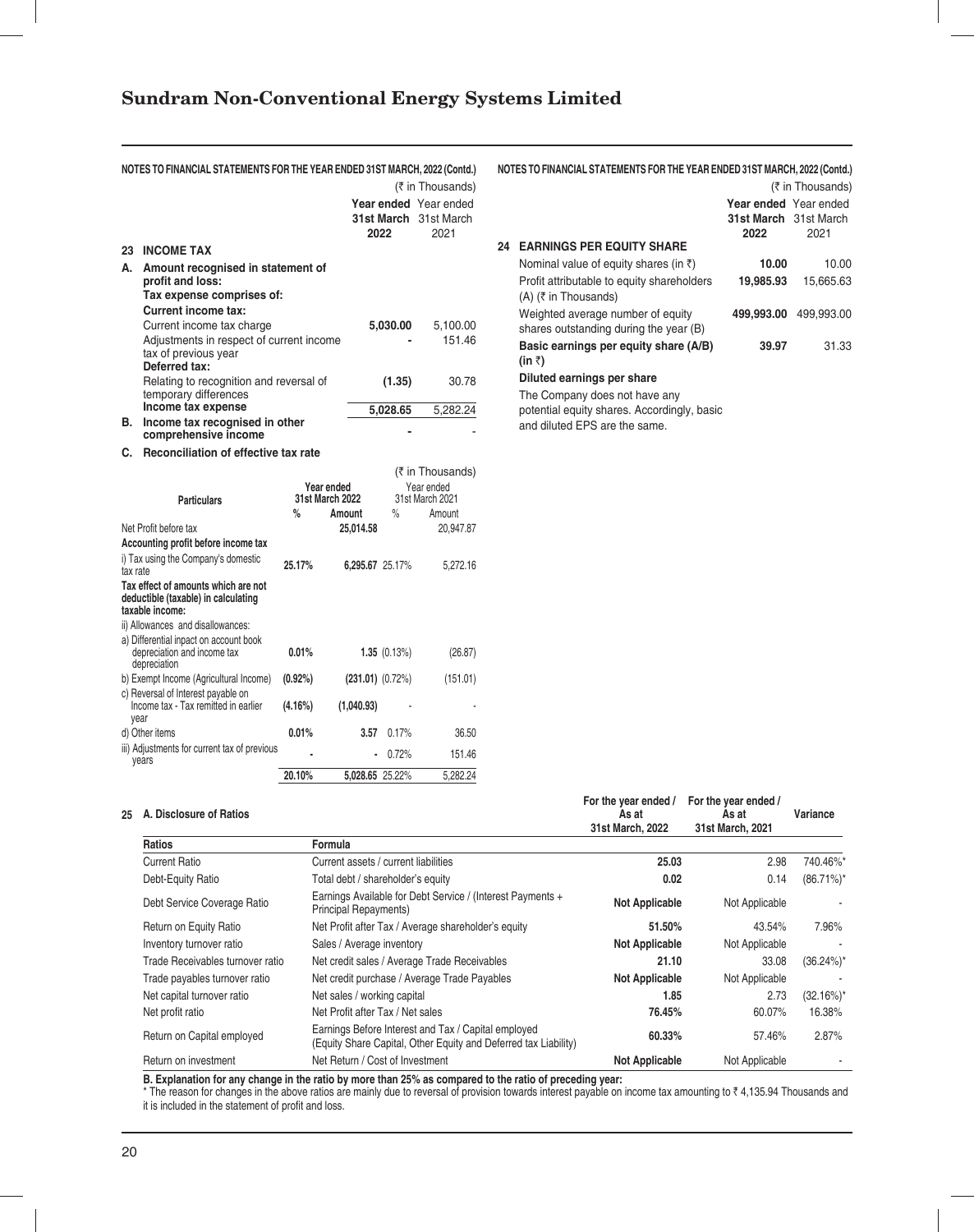NOTES TO FINANCIAL STATEMENTS FOR THE YEAR ENDED 31ST MARCH, 2022 (Contd.)

(₹ in Thousands)

| | | Year ended 31st March 2022 | Year ended 31st March 2021 |
|---|---|---|---|
| **23** | **INCOME TAX** | | |
| **A.** | **Amount recognised in statement of profit and loss:** | | |
| | **Tax expense comprises of:** | | |
| | **Current income tax:** | | |
| | Current income tax charge | **5,030.00** | 5,100.00 |
| | Adjustments in respect of current income tax of previous year | **-** | 151.46 |
| | **Deferred tax:** | | |
| | Relating to recognition and reversal of temporary differences | **(1.35)** | 30.78 |
| | **Income tax expense** | **5,028.65** | 5,282.24 |
| **B.** | **Income tax recognised in other comprehensive income** | **-** | - |

**C. Reconciliation of effective tax rate**

(₹ in Thousands)

| Particulars | Year ended 31st March 2022 % | Year ended 31st March 2022 Amount | Year ended 31st March 2021 % | Year ended 31st March 2021 Amount |
|---|---|---|---|---|
| Net Profit before tax | | **25,014.58** | | 20,947.87 |
| **Accounting profit before income tax** | | | | |
| i) Tax using the Company's domestic tax rate | **25.17%** | **6,295.67** | 25.17% | 5,272.16 |
| **Tax effect of amounts which are not deductible (taxable) in calculating taxable income:** | | | | |
| ii) Allowances and disallowances: | | | | |
| a) Differential inpact on account book depreciation and income tax depreciation | **0.01%** | **1.35** | (0.13%) | (26.87) |
| b) Exempt Income (Agricultural Income) | **(0.92%)** | **(231.01)** | (0.72%) | (151.01) |
| c) Reversal of Interest payable on Income tax - Tax remitted in earlier year | **(4.16%)** | **(1,040.93)** | - | - |
| d) Other items | **0.01%** | **3.57** | 0.17% | 36.50 |
| iii) Adjustments for current tax of previous years | **-** | **-** | 0.72% | 151.46 |
| | **20.10%** | **5,028.65** | 25.22% | 5,282.24 |

(₹ in Thousands)

| | | Year ended 31st March 2022 | Year ended 31st March 2021 |
|---|---|---|---|
| **24** | **EARNINGS PER EQUITY SHARE** | | |
| | Nominal value of equity shares (in ₹) | **10.00** | 10.00 |
| | Profit attributable to equity shareholders (A) (₹ in Thousands) | **19,985.93** | 15,665.63 |
| | Weighted average number of equity shares outstanding during the year (B) | **499,993.00** | 499,993.00 |
| | **Basic earnings per equity share (A/B) (in ₹)** | **39.97** | 31.33 |
| | **Diluted earnings per share** | | |
| | The Company does not have any potential equity shares. Accordingly, basic and diluted EPS are the same. | | |

**25 A. Disclosure of Ratios**

| Ratios | Formula | For the year ended / As at 31st March, 2022 | For the year ended / As at 31st March, 2021 | Variance |
|---|---|---|---|---|
| Current Ratio | Current assets / current liabilities | **25.03** | 2.98 | 740.46%* |
| Debt-Equity Ratio | Total debt / shareholder's equity | **0.02** | 0.14 | (86.71%)* |
| Debt Service Coverage Ratio | Earnings Available for Debt Service / (Interest Payments + Principal Repayments) | **Not Applicable** | Not Applicable | - |
| Return on Equity Ratio | Net Profit after Tax / Average shareholder's equity | **51.50%** | 43.54% | 7.96% |
| Inventory turnover ratio | Sales / Average inventory | **Not Applicable** | Not Applicable | - |
| Trade Receivables turnover ratio | Net credit sales / Average Trade Receivables | **21.10** | 33.08 | (36.24%)* |
| Trade payables turnover ratio | Net credit purchase / Average Trade Payables | **Not Applicable** | Not Applicable | - |
| Net capital turnover ratio | Net sales / working capital | **1.85** | 2.73 | (32.16%)* |
| Net profit ratio | Net Profit after Tax / Net sales | **76.45%** | 60.07% | 16.38% |
| Return on Capital employed | Earnings Before Interest and Tax / Capital employed (Equity Share Capital, Other Equity and Deferred tax Liability) | **60.33%** | 57.46% | 2.87% |
| Return on investment | Net Return / Cost of Investment | **Not Applicable** | Not Applicable | - |

**B. Explanation for any change in the ratio by more than 25% as compared to the ratio of preceding year:**

* The reason for changes in the above ratios are mainly due to reversal of provision towards interest payable on income tax amounting to ₹ 4,135.94 Thousands and it is included in the statement of profit and loss.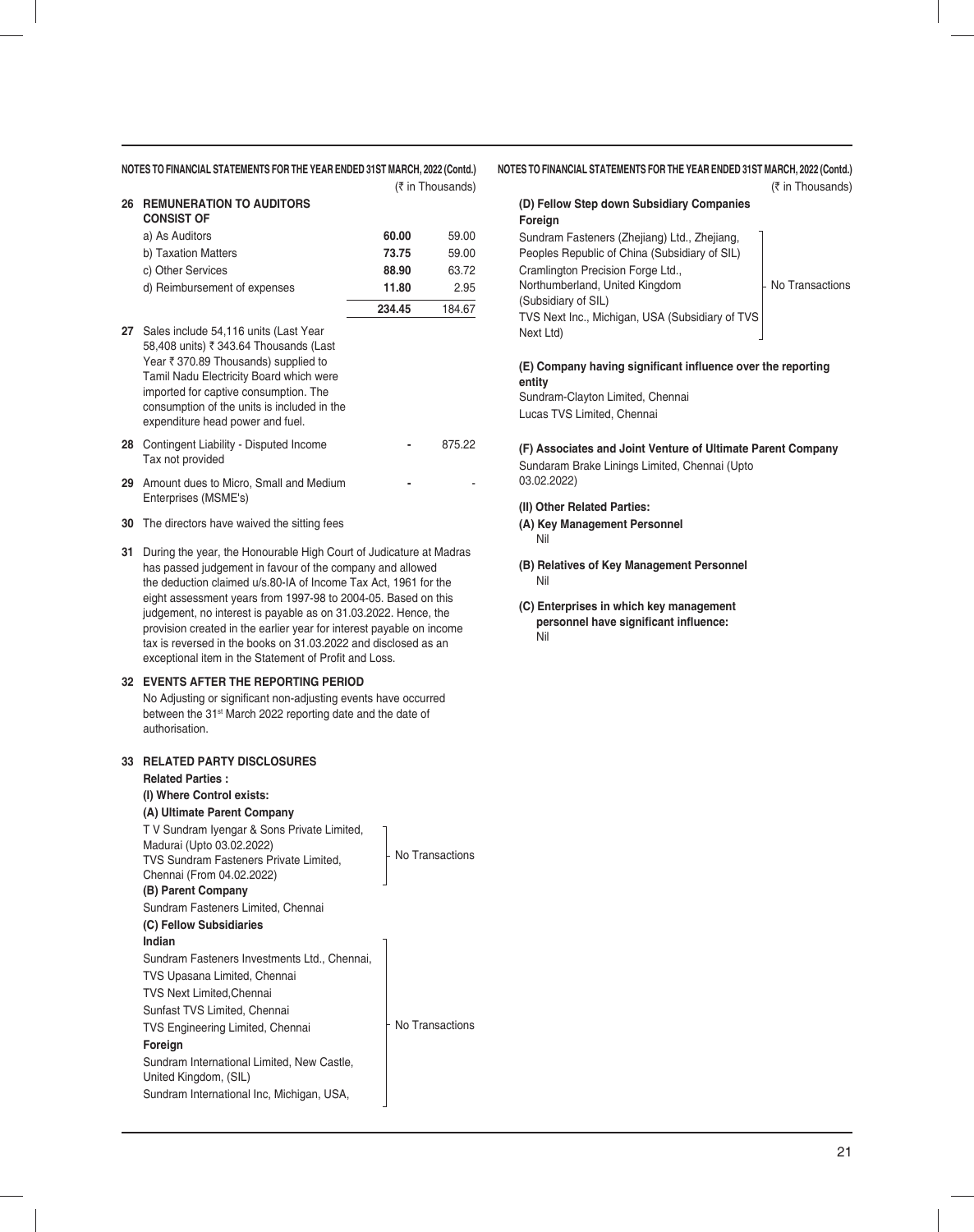**NOTES TO FINANCIAL STATEMENTS FOR THE YEAR ENDED 31ST MARCH, 2022 (Contd.)**

(₹ in Thousands)

**26 REMUNERATION TO AUDITORS CONSIST OF**

| | | |
|---|---|---|
| a) As Auditors | **60.00** | 59.00 |
| b) Taxation Matters | **73.75** | 59.00 |
| c) Other Services | **88.90** | 63.72 |
| d) Reimbursement of expenses | **11.80** | 2.95 |
| | **234.45** | 184.67 |

**27** Sales include 54,116 units (Last Year 58,408 units) ₹ 343.64 Thousands (Last Year ₹ 370.89 Thousands) supplied to Tamil Nadu Electricity Board which were imported for captive consumption. The consumption of the units is included in the expenditure head power and fuel.

| | | |
|---|---|---|
| **28** Contingent Liability - Disputed Income Tax not provided | **-** | 875.22 |
| **29** Amount dues to Micro, Small and Medium Enterprises (MSME's) | **-** | - |

**30** The directors have waived the sitting fees

**31** During the year, the Honourable High Court of Judicature at Madras has passed judgement in favour of the company and allowed the deduction claimed u/s.80-IA of Income Tax Act, 1961 for the eight assessment years from 1997-98 to 2004-05. Based on this judgement, no interest is payable as on 31.03.2022. Hence, the provision created in the earlier year for interest payable on income tax is reversed in the books on 31.03.2022 and disclosed as an exceptional item in the Statement of Profit and Loss.

**32 EVENTS AFTER THE REPORTING PERIOD**

No Adjusting or significant non-adjusting events have occurred between the 31st March 2022 reporting date and the date of authorisation.

**33 RELATED PARTY DISCLOSURES**

**Related Parties :**

**(I) Where Control exists:**

**(A) Ultimate Parent Company**

T V Sundram Iyengar & Sons Private Limited, Madurai (Upto 03.02.2022)
TVS Sundram Fasteners Private Limited, Chennai (From 04.02.2022)
– No Transactions

**(B) Parent Company**

Sundram Fasteners Limited, Chennai

**(C) Fellow Subsidiaries**

**Indian**

Sundram Fasteners Investments Ltd., Chennai,
TVS Upasana Limited, Chennai
TVS Next Limited,Chennai
Sunfast TVS Limited, Chennai
TVS Engineering Limited, Chennai

**Foreign**

Sundram International Limited, New Castle, United Kingdom, (SIL)
Sundram International Inc, Michigan, USA,
– No Transactions

**(D) Fellow Step down Subsidiary Companies**

**Foreign**

Sundram Fasteners (Zhejiang) Ltd., Zhejiang, Peoples Republic of China (Subsidiary of SIL)
Cramlington Precision Forge Ltd., Northumberland, United Kingdom (Subsidiary of SIL)
TVS Next Inc., Michigan, USA (Subsidiary of TVS Next Ltd)
– No Transactions

**(E) Company having significant influence over the reporting entity**

Sundram-Clayton Limited, Chennai
Lucas TVS Limited, Chennai

**(F) Associates and Joint Venture of Ultimate Parent Company**

Sundaram Brake Linings Limited, Chennai (Upto 03.02.2022)

**(II) Other Related Parties:**

**(A) Key Management Personnel**

Nil

**(B) Relatives of Key Management Personnel**

Nil

**(C) Enterprises in which key management personnel have significant influence:**

Nil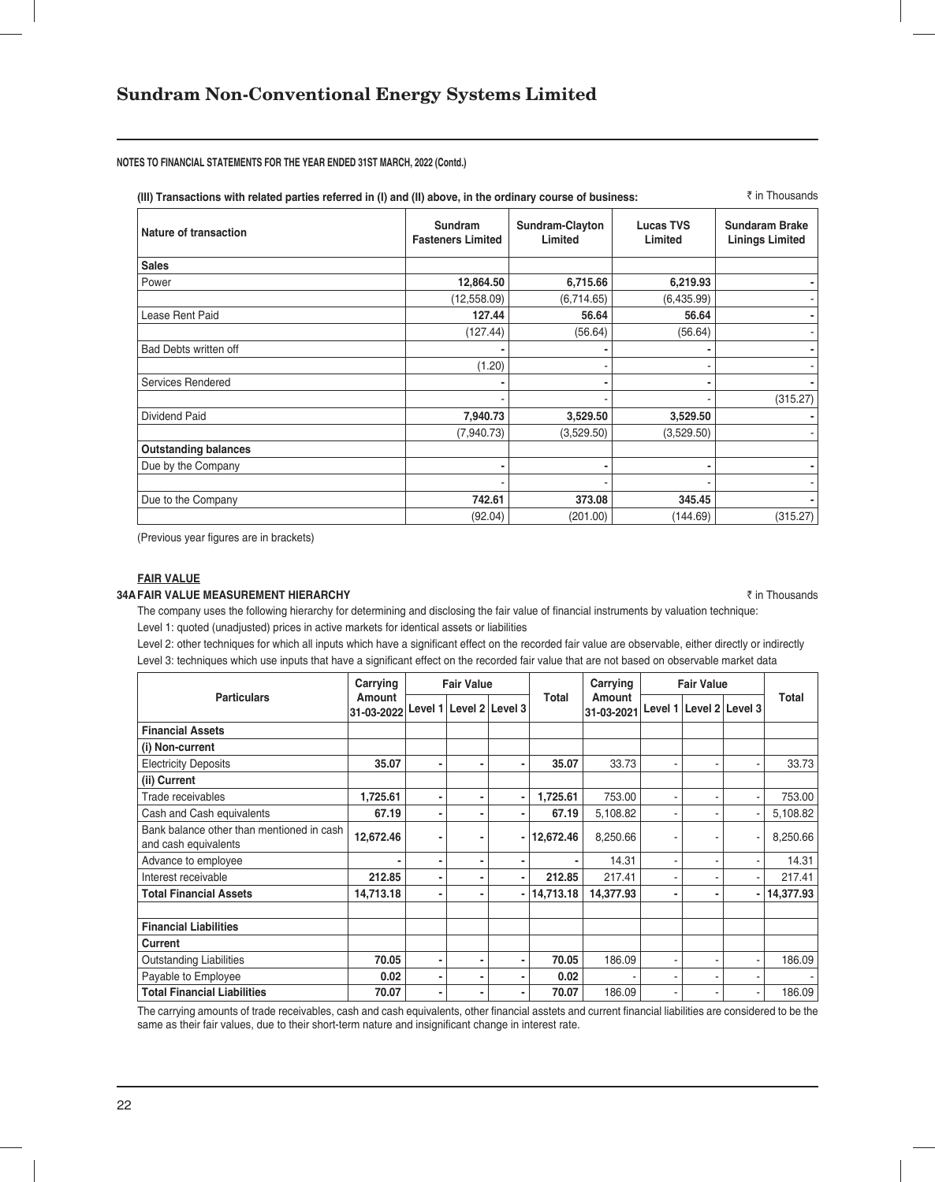**NOTES TO FINANCIAL STATEMENTS FOR THE YEAR ENDED 31ST MARCH, 2022 (Contd.)**

**(III) Transactions with related parties referred in (I) and (II) above, in the ordinary course of business:**

₹ in Thousands

| Nature of transaction | Sundram Fasteners Limited | Sundram-Clayton Limited | Lucas TVS Limited | Sundaram Brake Linings Limited |
|---|---|---|---|---|
| **Sales** | | | | |
| Power | **12,864.50** | **6,715.66** | **6,219.93** | **-** |
| | (12,558.09) | (6,714.65) | (6,435.99) | - |
| Lease Rent Paid | **127.44** | **56.64** | **56.64** | **-** |
| | (127.44) | (56.64) | (56.64) | - |
| Bad Debts written off | **-** | **-** | **-** | **-** |
| | (1.20) | - | - | - |
| Services Rendered | **-** | **-** | **-** | **-** |
| | - | - | - | (315.27) |
| Dividend Paid | **7,940.73** | **3,529.50** | **3,529.50** | **-** |
| | (7,940.73) | (3,529.50) | (3,529.50) | - |
| **Outstanding balances** | | | | |
| Due by the Company | **-** | **-** | **-** | **-** |
| | - | - | - | - |
| Due to the Company | **742.61** | **373.08** | **345.45** | **-** |
| | (92.04) | (201.00) | (144.69) | (315.27) |

(Previous year figures are in brackets)

**FAIR VALUE**

**34A FAIR VALUE MEASUREMENT HIERARCHY**

₹ in Thousands

The company uses the following hierarchy for determining and disclosing the fair value of financial instruments by valuation technique:

Level 1: quoted (unadjusted) prices in active markets for identical assets or liabilities

Level 2: other techniques for which all inputs which have a significant effect on the recorded fair value are observable, either directly or indirectly

Level 3: techniques which use inputs that have a significant effect on the recorded fair value that are not based on observable market data

| Particulars | Carrying Amount 31-03-2022 | Fair Value | | | Total | Carrying Amount 31-03-2021 | Fair Value | | | Total |
|---|---|---|---|---|---|---|---|---|---|---|
| | | Level 1 | Level 2 | Level 3 | | | Level 1 | Level 2 | Level 3 | |
| **Financial Assets** | | | | | | | | | | |
| **(i) Non-current** | | | | | | | | | | |
| Electricity Deposits | **35.07** | - | - | - | **35.07** | 33.73 | - | - | - | 33.73 |
| **(ii) Current** | | | | | | | | | | |
| Trade receivables | **1,725.61** | - | - | - | **1,725.61** | 753.00 | - | - | - | 753.00 |
| Cash and Cash equivalents | **67.19** | - | - | - | **67.19** | 5,108.82 | - | - | - | 5,108.82 |
| Bank balance other than mentioned in cash and cash equivalents | **12,672.46** | - | - | - | **12,672.46** | 8,250.66 | - | - | - | 8,250.66 |
| Advance to employee | **-** | - | - | - | **-** | 14.31 | - | - | - | 14.31 |
| Interest receivable | **212.85** | - | - | - | **212.85** | 217.41 | - | - | - | 217.41 |
| **Total Financial Assets** | **14,713.18** | **-** | **-** | **-** | **14,713.18** | **14,377.93** | **-** | **-** | **-** | **14,377.93** |
| | | | | | | | | | | |
| **Financial Liabilities** | | | | | | | | | | |
| **Current** | | | | | | | | | | |
| Outstanding Liabilities | **70.05** | - | - | - | **70.05** | 186.09 | - | - | - | 186.09 |
| Payable to Employee | **0.02** | - | - | - | **0.02** | - | - | - | - | - |
| **Total Financial Liabilities** | **70.07** | - | - | - | **70.07** | 186.09 | - | - | - | 186.09 |

The carrying amounts of trade receivables, cash and cash equivalents, other financial asstets and current financial liabilities are considered to be the same as their fair values, due to their short-term nature and insignificant change in interest rate.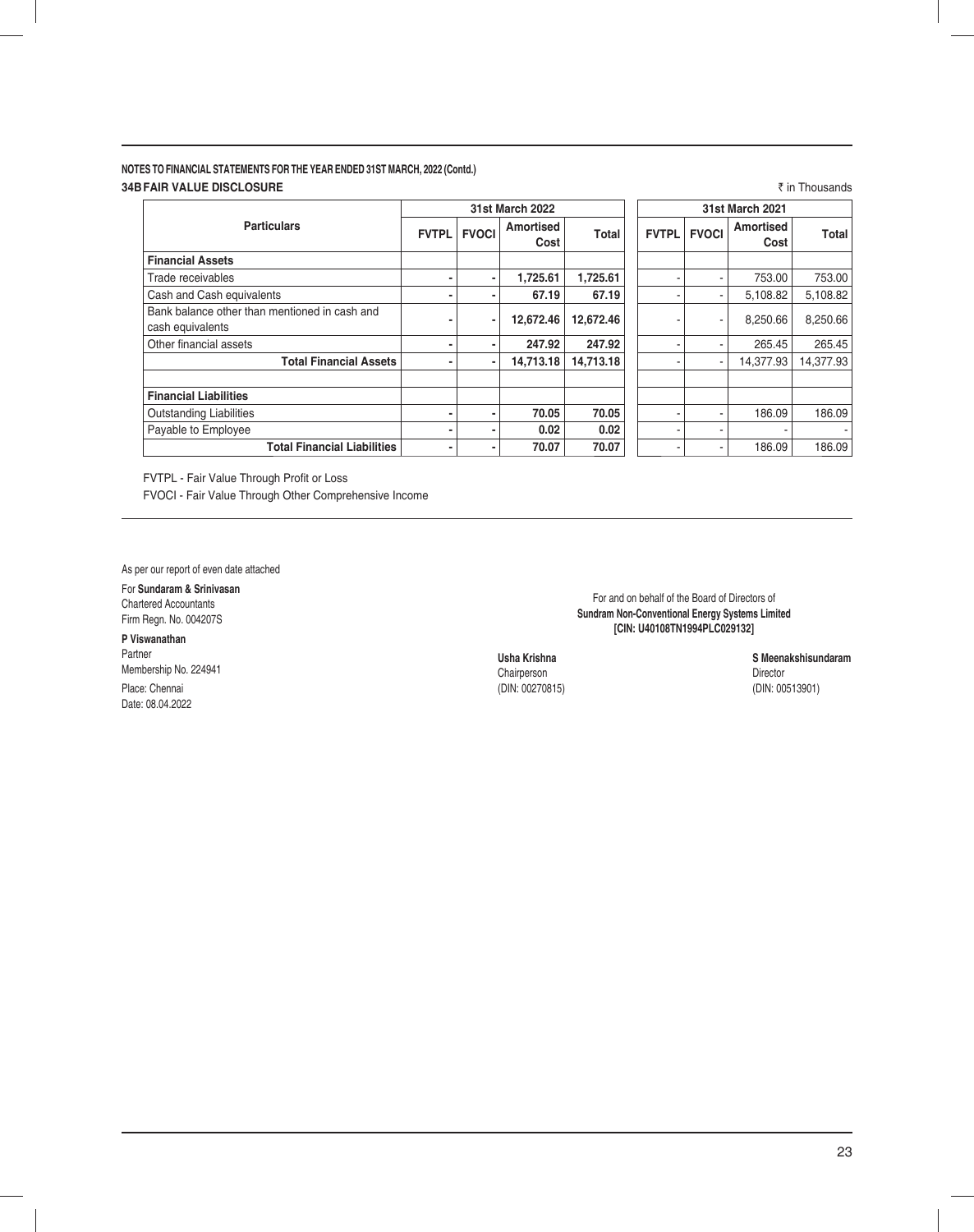**NOTES TO FINANCIAL STATEMENTS FOR THE YEAR ENDED 31ST MARCH, 2022 (Contd.)**

**34B FAIR VALUE DISCLOSURE**

₹ in Thousands

| Particulars | 31st March 2022 | | | | 31st March 2021 | | | |
|---|---|---|---|---|---|---|---|---|
| | FVTPL | FVOCI | Amortised Cost | Total | FVTPL | FVOCI | Amortised Cost | Total |
| **Financial Assets** | | | | | | | | |
| Trade receivables | - | - | 1,725.61 | 1,725.61 | - | - | 753.00 | 753.00 |
| Cash and Cash equivalents | - | - | 67.19 | 67.19 | - | - | 5,108.82 | 5,108.82 |
| Bank balance other than mentioned in cash and cash equivalents | - | - | 12,672.46 | 12,672.46 | - | - | 8,250.66 | 8,250.66 |
| Other financial assets | - | - | 247.92 | 247.92 | - | - | 265.45 | 265.45 |
| **Total Financial Assets** | - | - | 14,713.18 | 14,713.18 | - | - | 14,377.93 | 14,377.93 |
| | | | | | | | | |
| **Financial Liabilities** | | | | | | | | |
| Outstanding Liabilities | - | - | 70.05 | 70.05 | - | - | 186.09 | 186.09 |
| Payable to Employee | - | - | 0.02 | 0.02 | - | - | - | - |
| **Total Financial Liabilities** | - | - | 70.07 | 70.07 | - | - | 186.09 | 186.09 |

FVTPL - Fair Value Through Profit or Loss

FVOCI - Fair Value Through Other Comprehensive Income

As per our report of even date attached

For **Sundaram & Srinivasan**
Chartered Accountants
Firm Regn. No. 004207S

**P Viswanathan**
Partner
Membership No. 224941

Place: Chennai
Date: 08.04.2022

For and on behalf of the Board of Directors of
**Sundram Non-Conventional Energy Systems Limited**
**[CIN: U40108TN1994PLC029132]**

**Usha Krishna**
Chairperson
(DIN: 00270815)

**S Meenakshisundaram**
Director
(DIN: 00513901)